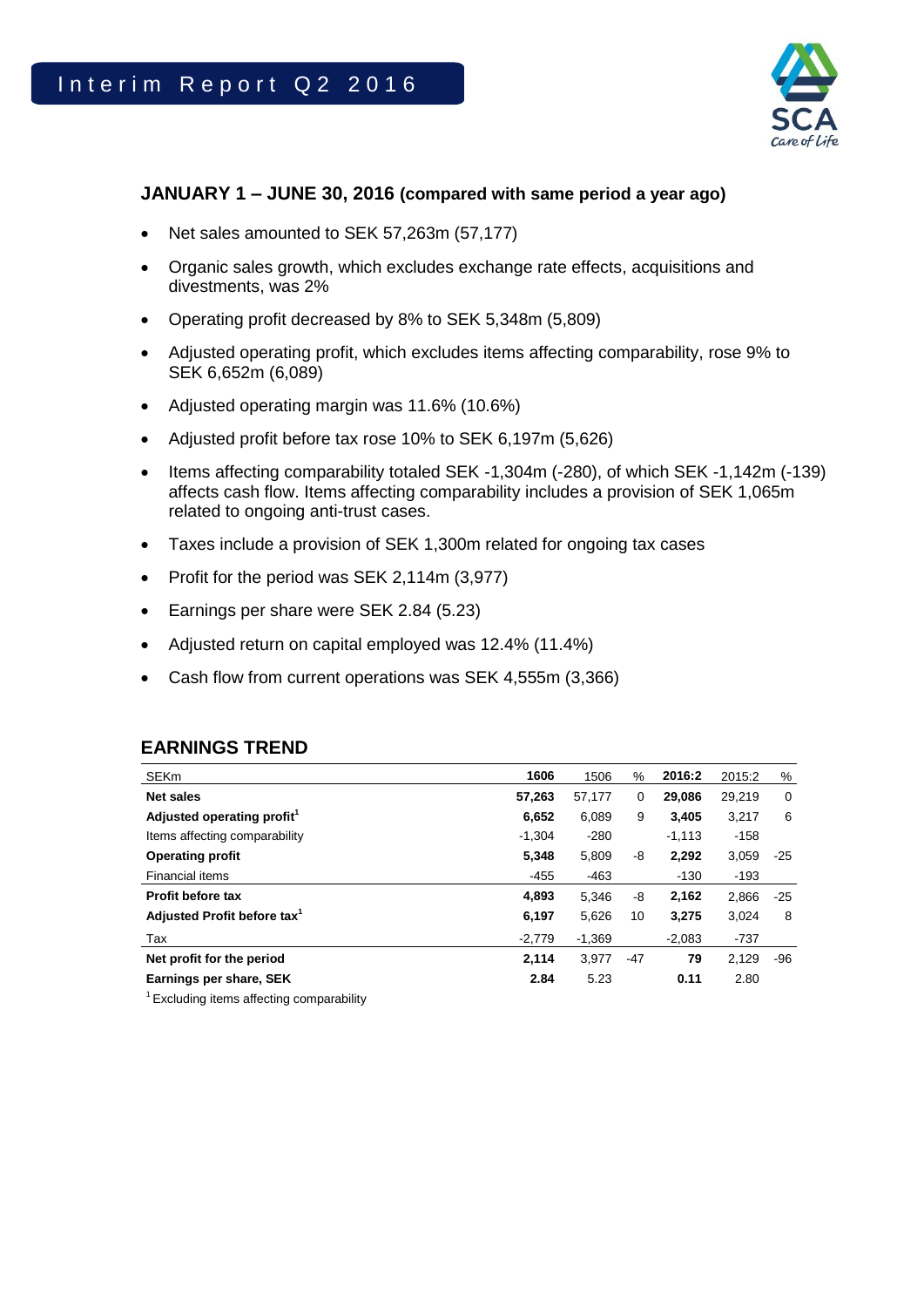# Interim Report Q2 2016

## JANUARY 1 – JUNE 30, 2016 (compared with same period a year ago)

- Net sales amounted to SEK 57,263m (57,177)
- Organic sales growth, which excludes exchange rate effects, acquisitions and divestments, was 2%
- Operating profit decreased by 8% to SEK 5,348m (5,809)
- Adjusted operating profit, which excludes items affecting comparability, rose 9% to SEK 6,652m (6,089)
- Adjusted operating margin was 11.6% (10.6%)
- Adjusted profit before tax rose 10% to SEK 6,197m (5,626)
- Items affecting comparability totaled SEK -1,304m (-280), of which SEK -1,142m (-139) affects cash flow. Items affecting comparability includes a provision of SEK 1,065m related to ongoing anti-trust cases.
- Taxes include a provision of SEK 1,300m related for ongoing tax cases
- Profit for the period was SEK 2,114m (3,977)
- Earnings per share were SEK 2.84 (5.23)
- Adjusted return on capital employed was 12.4% (11.4%)
- Cash flow from current operations was SEK 4,555m (3,366)

## EARNINGS TREND

| SEKm | 1606 | 1506 | % | 2016:2 | 2015:2 | % |
|---|---|---|---|---|---|---|
| **Net sales** | **57,263** | 57,177 | 0 | **29,086** | 29,219 | 0 |
| **Adjusted operating profit**[1] | **6,652** | 6,089 | 9 | **3,405** | 3,217 | 6 |
| Items affecting comparability | -1,304 | -280 | | -1,113 | -158 | |
| **Operating profit** | **5,348** | 5,809 | -8 | **2,292** | 3,059 | -25 |
| Financial items | -455 | -463 | | -130 | -193 | |
| **Profit before tax** | **4,893** | 5,346 | -8 | **2,162** | 2,866 | -25 |
| **Adjusted Profit before tax**[1] | **6,197** | 5,626 | 10 | **3,275** | 3,024 | 8 |
| Tax | -2,779 | -1,369 | | -2,083 | -737 | |
| **Net profit for the period** | **2,114** | 3,977 | -47 | **79** | 2,129 | -96 |
| **Earnings per share, SEK** | **2.84** | 5.23 | | **0.11** | 2.80 | |

[1] Excluding items affecting comparability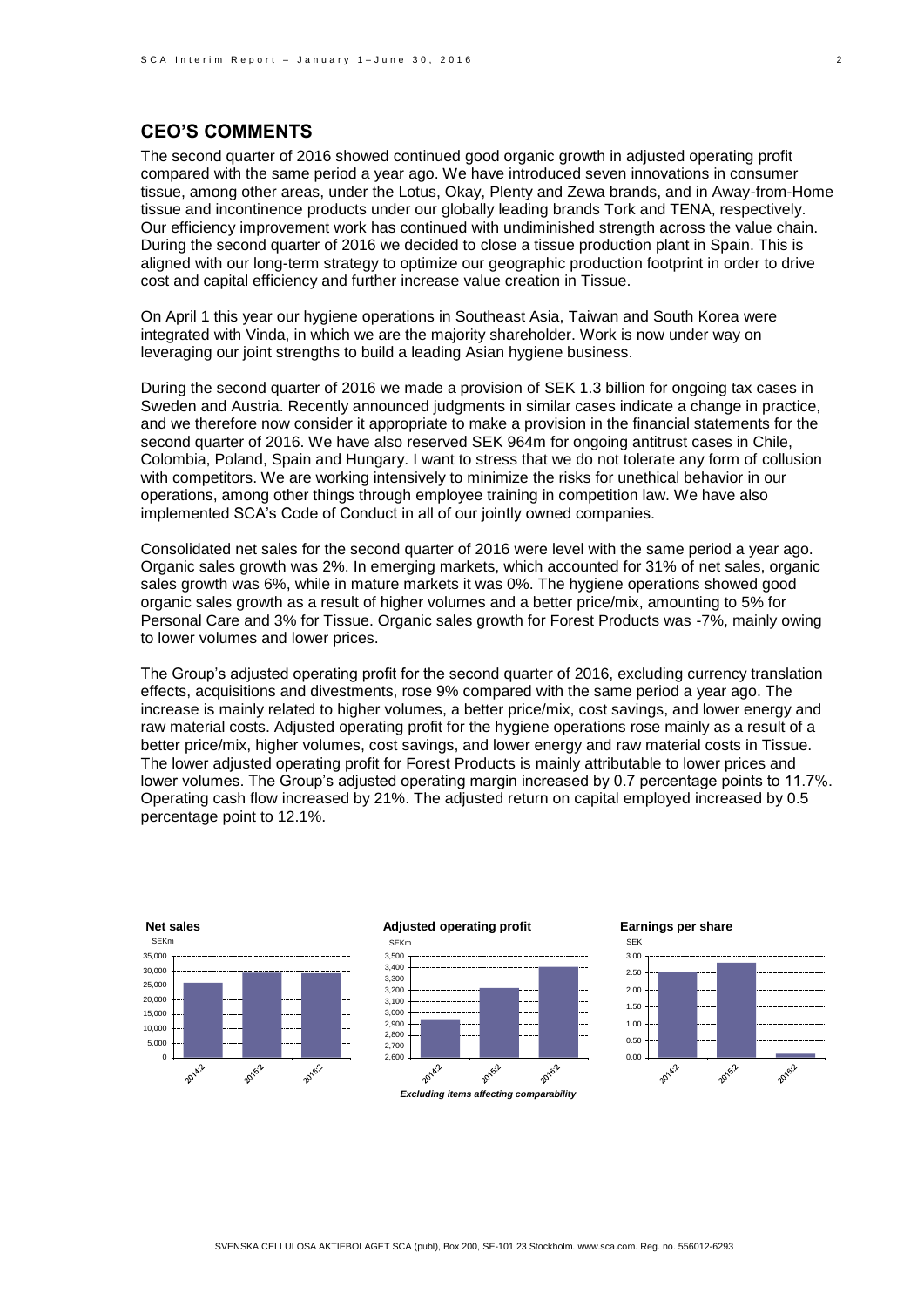## CEO'S COMMENTS

The second quarter of 2016 showed continued good organic growth in adjusted operating profit compared with the same period a year ago. We have introduced seven innovations in consumer tissue, among other areas, under the Lotus, Okay, Plenty and Zewa brands, and in Away-from-Home tissue and incontinence products under our globally leading brands Tork and TENA, respectively. Our efficiency improvement work has continued with undiminished strength across the value chain. During the second quarter of 2016 we decided to close a tissue production plant in Spain. This is aligned with our long-term strategy to optimize our geographic production footprint in order to drive cost and capital efficiency and further increase value creation in Tissue.

On April 1 this year our hygiene operations in Southeast Asia, Taiwan and South Korea were integrated with Vinda, in which we are the majority shareholder. Work is now under way on leveraging our joint strengths to build a leading Asian hygiene business.

During the second quarter of 2016 we made a provision of SEK 1.3 billion for ongoing tax cases in Sweden and Austria. Recently announced judgments in similar cases indicate a change in practice, and we therefore now consider it appropriate to make a provision in the financial statements for the second quarter of 2016. We have also reserved SEK 964m for ongoing antitrust cases in Chile, Colombia, Poland, Spain and Hungary. I want to stress that we do not tolerate any form of collusion with competitors. We are working intensively to minimize the risks for unethical behavior in our operations, among other things through employee training in competition law. We have also implemented SCA's Code of Conduct in all of our jointly owned companies.

Consolidated net sales for the second quarter of 2016 were level with the same period a year ago. Organic sales growth was 2%. In emerging markets, which accounted for 31% of net sales, organic sales growth was 6%, while in mature markets it was 0%. The hygiene operations showed good organic sales growth as a result of higher volumes and a better price/mix, amounting to 5% for Personal Care and 3% for Tissue. Organic sales growth for Forest Products was -7%, mainly owing to lower volumes and lower prices.

The Group's adjusted operating profit for the second quarter of 2016, excluding currency translation effects, acquisitions and divestments, rose 9% compared with the same period a year ago. The increase is mainly related to higher volumes, a better price/mix, cost savings, and lower energy and raw material costs. Adjusted operating profit for the hygiene operations rose mainly as a result of a better price/mix, higher volumes, cost savings, and lower energy and raw material costs in Tissue. The lower adjusted operating profit for Forest Products is mainly attributable to lower prices and lower volumes. The Group's adjusted operating margin increased by 0.7 percentage points to 11.7%. Operating cash flow increased by 21%. The adjusted return on capital employed increased by 0.5 percentage point to 12.1%.

**Net sales**

SEKm

**Adjusted operating profit**

SEKm

*Excluding items affecting comparability*

**Earnings per share**

SEK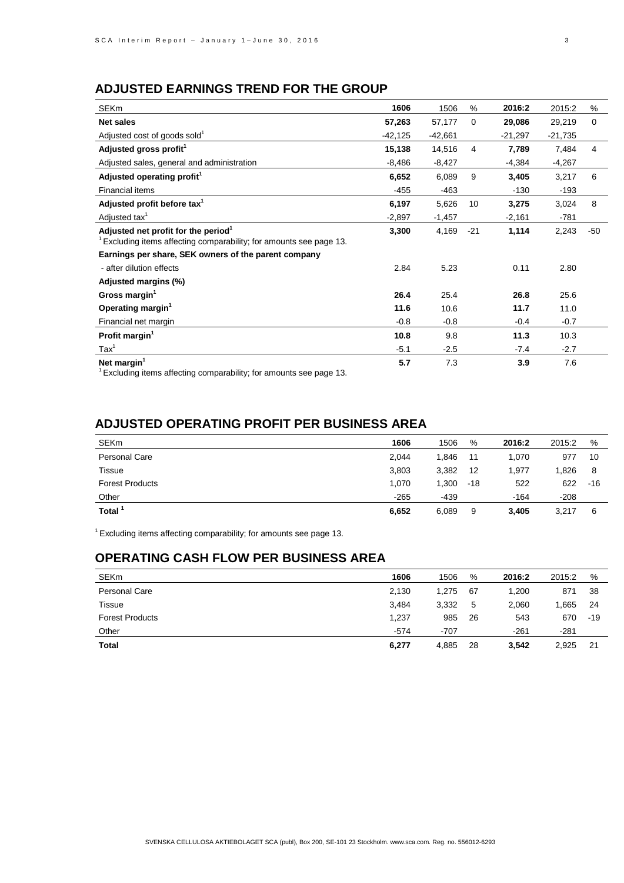## ADJUSTED EARNINGS TREND FOR THE GROUP

| SEKm | 1606 | 1506 | % | 2016:2 | 2015:2 | % |
|---|---|---|---|---|---|---|
| **Net sales** | **57,263** | 57,177 | 0 | **29,086** | 29,219 | 0 |
| Adjusted cost of goods sold[1] | -42,125 | -42,661 | | -21,297 | -21,735 | |
| **Adjusted gross profit[1]** | **15,138** | 14,516 | 4 | **7,789** | 7,484 | 4 |
| Adjusted sales, general and administration | -8,486 | -8,427 | | -4,384 | -4,267 | |
| **Adjusted operating profit[1]** | **6,652** | 6,089 | 9 | **3,405** | 3,217 | 6 |
| Financial items | -455 | -463 | | -130 | -193 | |
| **Adjusted profit before tax[1]** | **6,197** | 5,626 | 10 | **3,275** | 3,024 | 8 |
| Adjusted tax[1] | -2,897 | -1,457 | | -2,161 | -781 | |
| **Adjusted net profit for the period[1]** | **3,300** | 4,169 | -21 | **1,114** | 2,243 | -50 |
| **Earnings per share, SEK owners of the parent company** | | | | | | |
| - after dilution effects | 2.84 | 5.23 | | 0.11 | 2.80 | |
| **Adjusted margins (%)** | | | | | | |
| **Gross margin[1]** | **26.4** | 25.4 | | **26.8** | 25.6 | |
| **Operating margin[1]** | **11.6** | 10.6 | | **11.7** | 11.0 | |
| Financial net margin | -0.8 | -0.8 | | -0.4 | -0.7 | |
| **Profit margin[1]** | **10.8** | 9.8 | | **11.3** | 10.3 | |
| Tax[1] | -5.1 | -2.5 | | -7.4 | -2.7 | |
| **Net margin[1]** | **5.7** | 7.3 | | **3.9** | 7.6 | |

[1] Excluding items affecting comparability; for amounts see page 13.

## ADJUSTED OPERATING PROFIT PER BUSINESS AREA

| SEKm | 1606 | 1506 | % | 2016:2 | 2015:2 | % |
|---|---|---|---|---|---|---|
| Personal Care | 2,044 | 1,846 | 11 | 1,070 | 977 | 10 |
| Tissue | 3,803 | 3,382 | 12 | 1,977 | 1,826 | 8 |
| Forest Products | 1,070 | 1,300 | -18 | 522 | 622 | -16 |
| Other | -265 | -439 | | -164 | -208 | |
| **Total[1]** | **6,652** | 6,089 | 9 | **3,405** | 3,217 | 6 |

[1] Excluding items affecting comparability; for amounts see page 13.

## OPERATING CASH FLOW PER BUSINESS AREA

| SEKm | 1606 | 1506 | % | 2016:2 | 2015:2 | % |
|---|---|---|---|---|---|---|
| Personal Care | 2,130 | 1,275 | 67 | 1,200 | 871 | 38 |
| Tissue | 3,484 | 3,332 | 5 | 2,060 | 1,665 | 24 |
| Forest Products | 1,237 | 985 | 26 | 543 | 670 | -19 |
| Other | -574 | -707 | | -261 | -281 | |
| **Total** | **6,277** | 4,885 | 28 | **3,542** | 2,925 | 21 |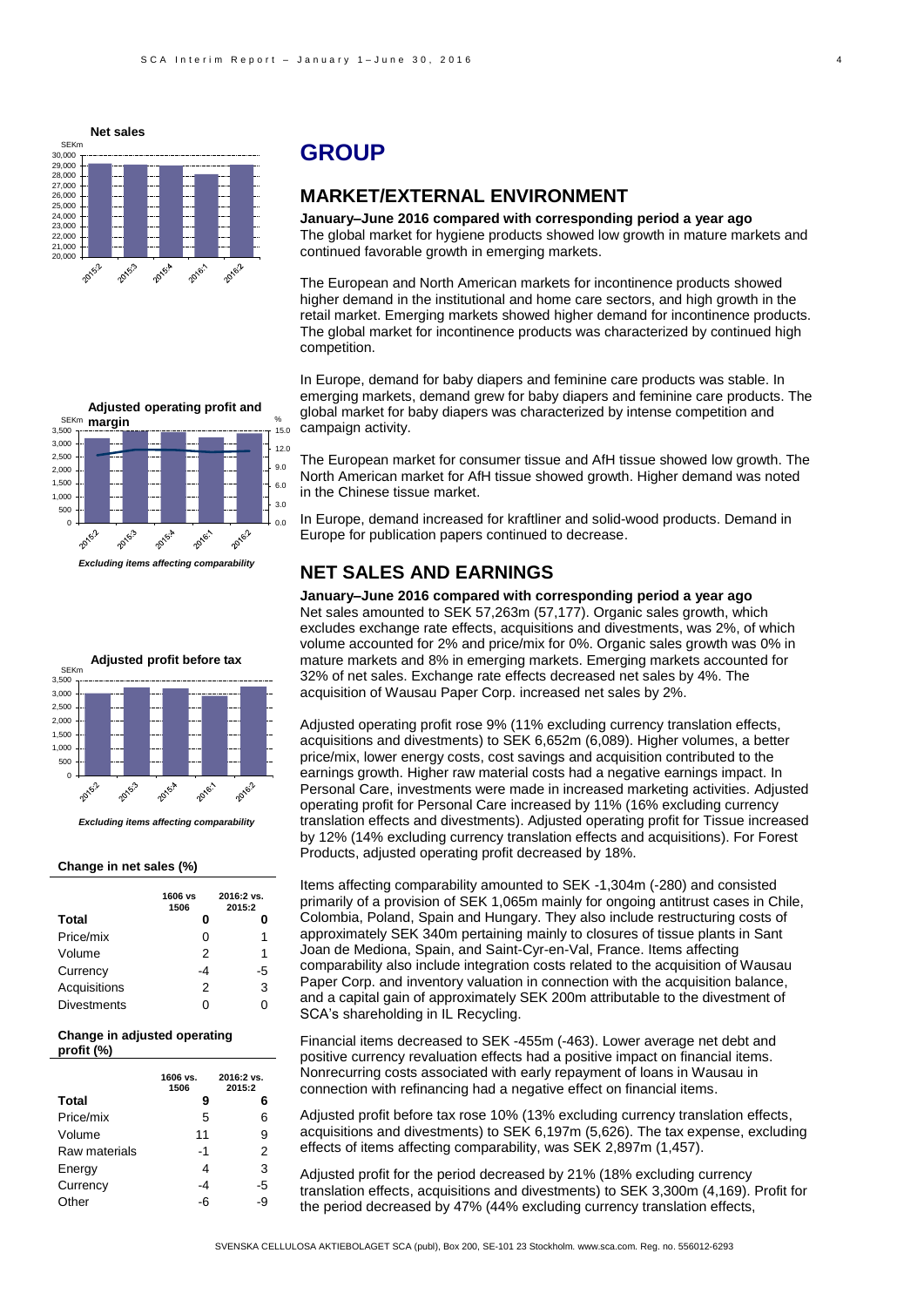**Net sales**

**Adjusted operating profit and margin**

*Excluding items affecting comparability*

**Adjusted profit before tax**

*Excluding items affecting comparability*

**Change in net sales (%)**

| | 1606 vs 1506 | 2016:2 vs. 2015:2 |
|---|---|---|
| **Total** | **0** | **0** |
| Price/mix | 0 | 1 |
| Volume | 2 | 1 |
| Currency | -4 | -5 |
| Acquisitions | 2 | 3 |
| Divestments | 0 | 0 |

**Change in adjusted operating profit (%)**

| | 1606 vs. 1506 | 2016:2 vs. 2015:2 |
|---|---|---|
| **Total** | **9** | **6** |
| Price/mix | 5 | 6 |
| Volume | 11 | 9 |
| Raw materials | -1 | 2 |
| Energy | 4 | 3 |
| Currency | -4 | -5 |
| Other | -6 | -9 |

# GROUP

## MARKET/EXTERNAL ENVIRONMENT

**January–June 2016 compared with corresponding period a year ago**

The global market for hygiene products showed low growth in mature markets and continued favorable growth in emerging markets.

The European and North American markets for incontinence products showed higher demand in the institutional and home care sectors, and high growth in the retail market. Emerging markets showed higher demand for incontinence products. The global market for incontinence products was characterized by continued high competition.

In Europe, demand for baby diapers and feminine care products was stable. In emerging markets, demand grew for baby diapers and feminine care products. The global market for baby diapers was characterized by intense competition and campaign activity.

The European market for consumer tissue and AfH tissue showed low growth. The North American market for AfH tissue showed growth. Higher demand was noted in the Chinese tissue market.

In Europe, demand increased for kraftliner and solid-wood products. Demand in Europe for publication papers continued to decrease.

## NET SALES AND EARNINGS

**January–June 2016 compared with corresponding period a year ago**

Net sales amounted to SEK 57,263m (57,177). Organic sales growth, which excludes exchange rate effects, acquisitions and divestments, was 2%, of which volume accounted for 2% and price/mix for 0%. Organic sales growth was 0% in mature markets and 8% in emerging markets. Emerging markets accounted for 32% of net sales. Exchange rate effects decreased net sales by 4%. The acquisition of Wausau Paper Corp. increased net sales by 2%.

Adjusted operating profit rose 9% (11% excluding currency translation effects, acquisitions and divestments) to SEK 6,652m (6,089). Higher volumes, a better price/mix, lower energy costs, cost savings and acquisition contributed to the earnings growth. Higher raw material costs had a negative earnings impact. In Personal Care, investments were made in increased marketing activities. Adjusted operating profit for Personal Care increased by 11% (16% excluding currency translation effects and divestments). Adjusted operating profit for Tissue increased by 12% (14% excluding currency translation effects and acquisitions). For Forest Products, adjusted operating profit decreased by 18%.

Items affecting comparability amounted to SEK -1,304m (-280) and consisted primarily of a provision of SEK 1,065m mainly for ongoing antitrust cases in Chile, Colombia, Poland, Spain and Hungary. They also include restructuring costs of approximately SEK 340m pertaining mainly to closures of tissue plants in Sant Joan de Mediona, Spain, and Saint-Cyr-en-Val, France. Items affecting comparability also include integration costs related to the acquisition of Wausau Paper Corp. and inventory valuation in connection with the acquisition balance, and a capital gain of approximately SEK 200m attributable to the divestment of SCA's shareholding in IL Recycling.

Financial items decreased to SEK -455m (-463). Lower average net debt and positive currency revaluation effects had a positive impact on financial items. Nonrecurring costs associated with early repayment of loans in Wausau in connection with refinancing had a negative effect on financial items.

Adjusted profit before tax rose 10% (13% excluding currency translation effects, acquisitions and divestments) to SEK 6,197m (5,626). The tax expense, excluding effects of items affecting comparability, was SEK 2,897m (1,457).

Adjusted profit for the period decreased by 21% (18% excluding currency translation effects, acquisitions and divestments) to SEK 3,300m (4,169). Profit for the period decreased by 47% (44% excluding currency translation effects,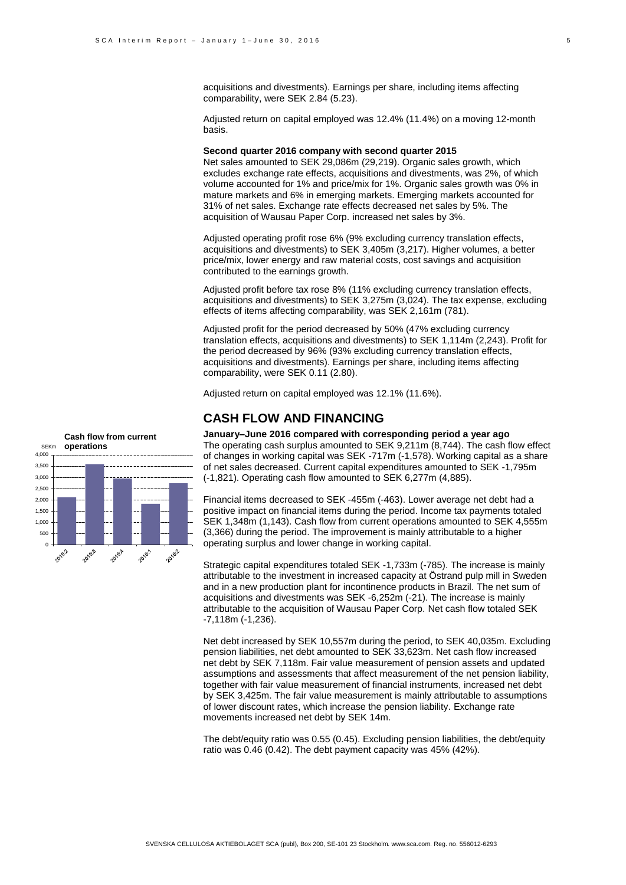acquisitions and divestments). Earnings per share, including items affecting comparability, were SEK 2.84 (5.23).

Adjusted return on capital employed was 12.4% (11.4%) on a moving 12-month basis.

**Second quarter 2016 company with second quarter 2015**

Net sales amounted to SEK 29,086m (29,219). Organic sales growth, which excludes exchange rate effects, acquisitions and divestments, was 2%, of which volume accounted for 1% and price/mix for 1%. Organic sales growth was 0% in mature markets and 6% in emerging markets. Emerging markets accounted for 31% of net sales. Exchange rate effects decreased net sales by 5%. The acquisition of Wausau Paper Corp. increased net sales by 3%.

Adjusted operating profit rose 6% (9% excluding currency translation effects, acquisitions and divestments) to SEK 3,405m (3,217). Higher volumes, a better price/mix, lower energy and raw material costs, cost savings and acquisition contributed to the earnings growth.

Adjusted profit before tax rose 8% (11% excluding currency translation effects, acquisitions and divestments) to SEK 3,275m (3,024). The tax expense, excluding effects of items affecting comparability, was SEK 2,161m (781).

Adjusted profit for the period decreased by 50% (47% excluding currency translation effects, acquisitions and divestments) to SEK 1,114m (2,243). Profit for the period decreased by 96% (93% excluding currency translation effects, acquisitions and divestments). Earnings per share, including items affecting comparability, were SEK 0.11 (2.80).

Adjusted return on capital employed was 12.1% (11.6%).

## CASH FLOW AND FINANCING

**Cash flow from current operations**

| SEKm | 2015:2 | 2015:3 | 2015:4 | 2016:1 | 2016:2 |
|---|---|---|---|---|---|

**January–June 2016 compared with corresponding period a year ago**

The operating cash surplus amounted to SEK 9,211m (8,744). The cash flow effect of changes in working capital was SEK -717m (-1,578). Working capital as a share of net sales decreased. Current capital expenditures amounted to SEK -1,795m (-1,821). Operating cash flow amounted to SEK 6,277m (4,885).

Financial items decreased to SEK -455m (-463). Lower average net debt had a positive impact on financial items during the period. Income tax payments totaled SEK 1,348m (1,143). Cash flow from current operations amounted to SEK 4,555m (3,366) during the period. The improvement is mainly attributable to a higher operating surplus and lower change in working capital.

Strategic capital expenditures totaled SEK -1,733m (-785). The increase is mainly attributable to the investment in increased capacity at Östrand pulp mill in Sweden and in a new production plant for incontinence products in Brazil. The net sum of acquisitions and divestments was SEK -6,252m (-21). The increase is mainly attributable to the acquisition of Wausau Paper Corp. Net cash flow totaled SEK -7,118m (-1,236).

Net debt increased by SEK 10,557m during the period, to SEK 40,035m. Excluding pension liabilities, net debt amounted to SEK 33,623m. Net cash flow increased net debt by SEK 7,118m. Fair value measurement of pension assets and updated assumptions and assessments that affect measurement of the net pension liability, together with fair value measurement of financial instruments, increased net debt by SEK 3,425m. The fair value measurement is mainly attributable to assumptions of lower discount rates, which increase the pension liability. Exchange rate movements increased net debt by SEK 14m.

The debt/equity ratio was 0.55 (0.45). Excluding pension liabilities, the debt/equity ratio was 0.46 (0.42). The debt payment capacity was 45% (42%).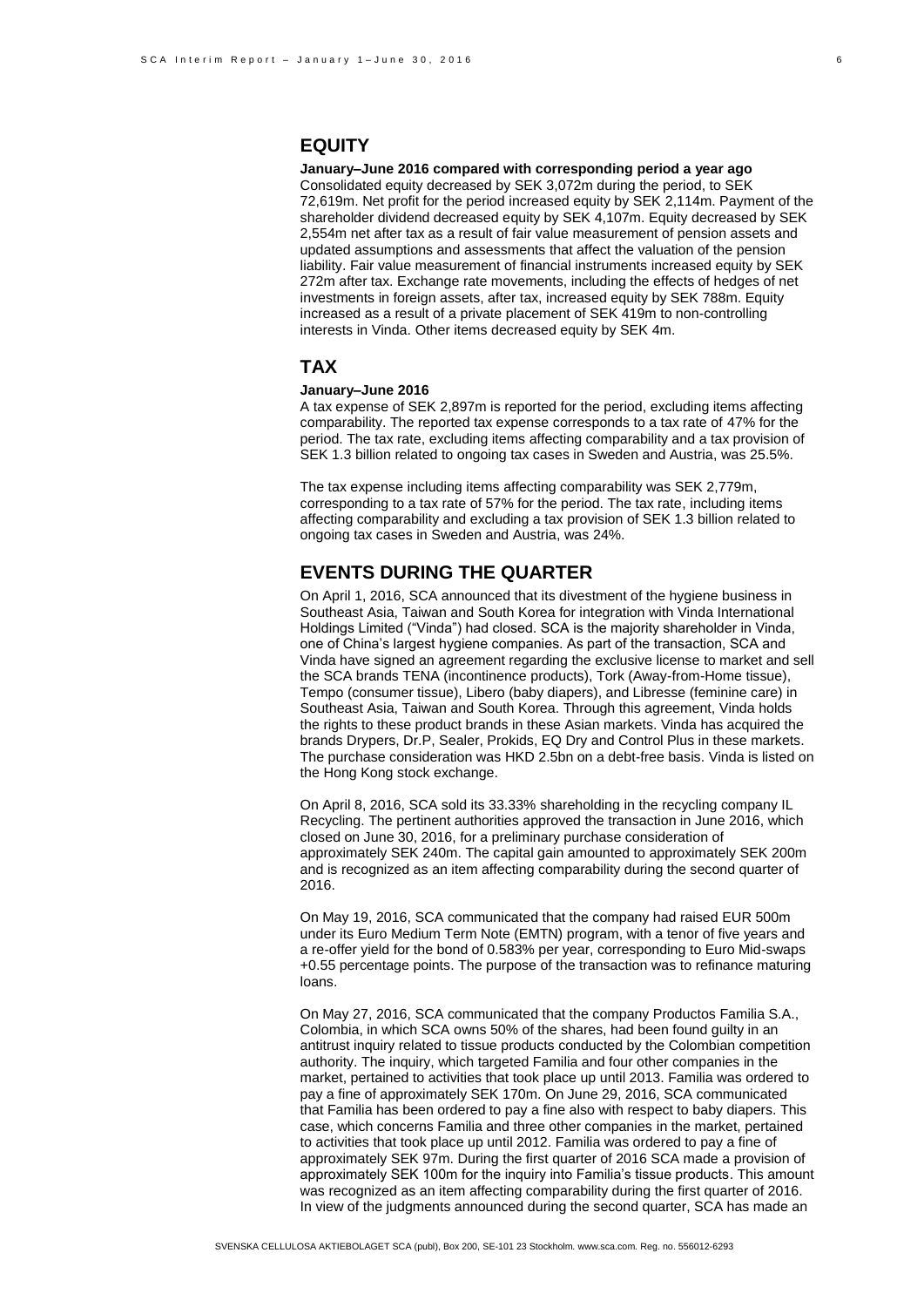## EQUITY

**January–June 2016 compared with corresponding period a year ago**

Consolidated equity decreased by SEK 3,072m during the period, to SEK 72,619m. Net profit for the period increased equity by SEK 2,114m. Payment of the shareholder dividend decreased equity by SEK 4,107m. Equity decreased by SEK 2,554m net after tax as a result of fair value measurement of pension assets and updated assumptions and assessments that affect the valuation of the pension liability. Fair value measurement of financial instruments increased equity by SEK 272m after tax. Exchange rate movements, including the effects of hedges of net investments in foreign assets, after tax, increased equity by SEK 788m. Equity increased as a result of a private placement of SEK 419m to non-controlling interests in Vinda. Other items decreased equity by SEK 4m.

## TAX

**January–June 2016**

A tax expense of SEK 2,897m is reported for the period, excluding items affecting comparability. The reported tax expense corresponds to a tax rate of 47% for the period. The tax rate, excluding items affecting comparability and a tax provision of SEK 1.3 billion related to ongoing tax cases in Sweden and Austria, was 25.5%.

The tax expense including items affecting comparability was SEK 2,779m, corresponding to a tax rate of 57% for the period. The tax rate, including items affecting comparability and excluding a tax provision of SEK 1.3 billion related to ongoing tax cases in Sweden and Austria, was 24%.

## EVENTS DURING THE QUARTER

On April 1, 2016, SCA announced that its divestment of the hygiene business in Southeast Asia, Taiwan and South Korea for integration with Vinda International Holdings Limited ("Vinda") had closed. SCA is the majority shareholder in Vinda, one of China's largest hygiene companies. As part of the transaction, SCA and Vinda have signed an agreement regarding the exclusive license to market and sell the SCA brands TENA (incontinence products), Tork (Away-from-Home tissue), Tempo (consumer tissue), Libero (baby diapers), and Libresse (feminine care) in Southeast Asia, Taiwan and South Korea. Through this agreement, Vinda holds the rights to these product brands in these Asian markets. Vinda has acquired the brands Drypers, Dr.P, Sealer, Prokids, EQ Dry and Control Plus in these markets. The purchase consideration was HKD 2.5bn on a debt-free basis. Vinda is listed on the Hong Kong stock exchange.

On April 8, 2016, SCA sold its 33.33% shareholding in the recycling company IL Recycling. The pertinent authorities approved the transaction in June 2016, which closed on June 30, 2016, for a preliminary purchase consideration of approximately SEK 240m. The capital gain amounted to approximately SEK 200m and is recognized as an item affecting comparability during the second quarter of 2016.

On May 19, 2016, SCA communicated that the company had raised EUR 500m under its Euro Medium Term Note (EMTN) program, with a tenor of five years and a re-offer yield for the bond of 0.583% per year, corresponding to Euro Mid-swaps +0.55 percentage points. The purpose of the transaction was to refinance maturing loans.

On May 27, 2016, SCA communicated that the company Productos Familia S.A., Colombia, in which SCA owns 50% of the shares, had been found guilty in an antitrust inquiry related to tissue products conducted by the Colombian competition authority. The inquiry, which targeted Familia and four other companies in the market, pertained to activities that took place up until 2013. Familia was ordered to pay a fine of approximately SEK 170m. On June 29, 2016, SCA communicated that Familia has been ordered to pay a fine also with respect to baby diapers. This case, which concerns Familia and three other companies in the market, pertained to activities that took place up until 2012. Familia was ordered to pay a fine of approximately SEK 97m. During the first quarter of 2016 SCA made a provision of approximately SEK 100m for the inquiry into Familia's tissue products. This amount was recognized as an item affecting comparability during the first quarter of 2016. In view of the judgments announced during the second quarter, SCA has made an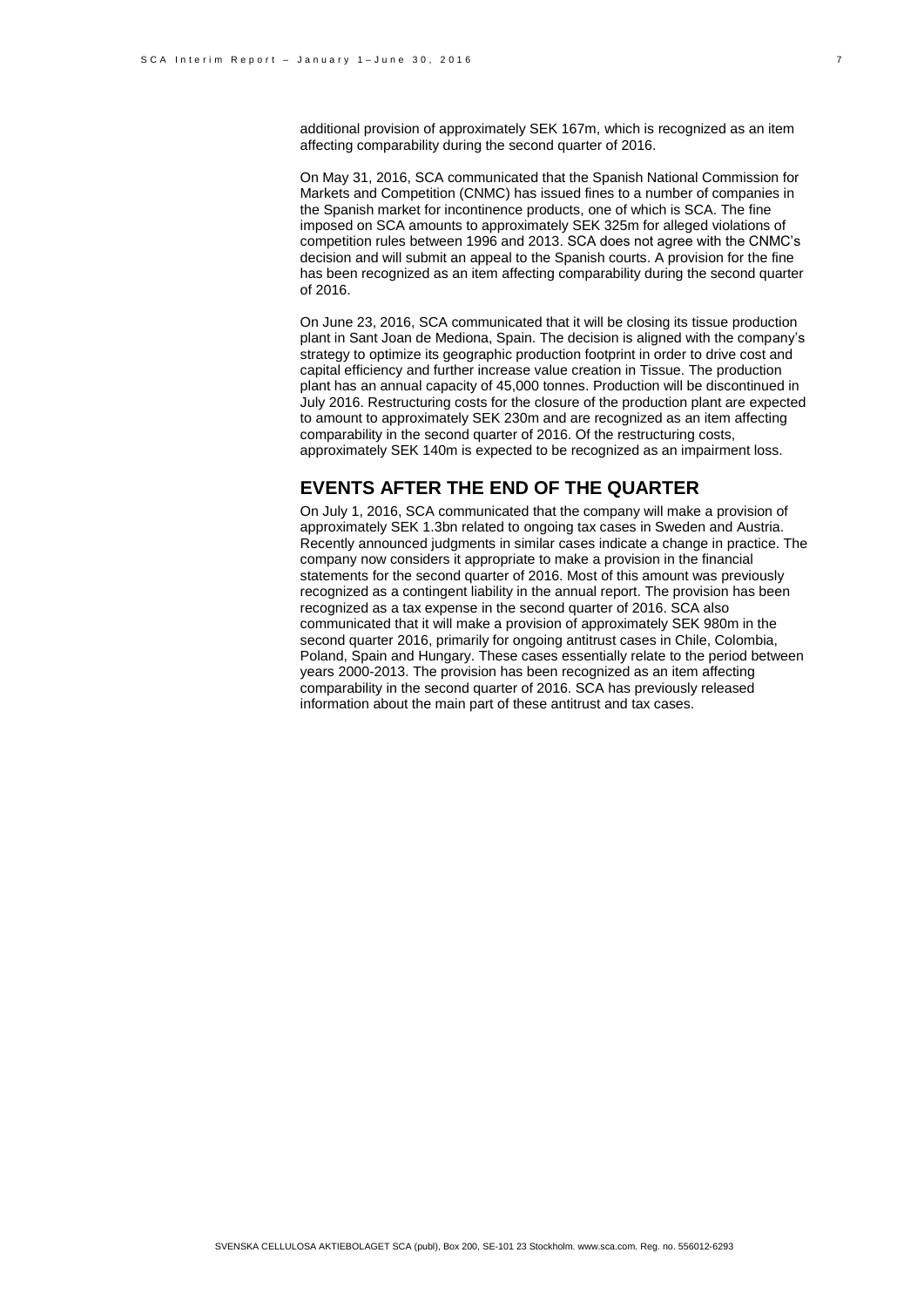additional provision of approximately SEK 167m, which is recognized as an item affecting comparability during the second quarter of 2016.

On May 31, 2016, SCA communicated that the Spanish National Commission for Markets and Competition (CNMC) has issued fines to a number of companies in the Spanish market for incontinence products, one of which is SCA. The fine imposed on SCA amounts to approximately SEK 325m for alleged violations of competition rules between 1996 and 2013. SCA does not agree with the CNMC's decision and will submit an appeal to the Spanish courts. A provision for the fine has been recognized as an item affecting comparability during the second quarter of 2016.

On June 23, 2016, SCA communicated that it will be closing its tissue production plant in Sant Joan de Mediona, Spain. The decision is aligned with the company's strategy to optimize its geographic production footprint in order to drive cost and capital efficiency and further increase value creation in Tissue. The production plant has an annual capacity of 45,000 tonnes. Production will be discontinued in July 2016. Restructuring costs for the closure of the production plant are expected to amount to approximately SEK 230m and are recognized as an item affecting comparability in the second quarter of 2016. Of the restructuring costs, approximately SEK 140m is expected to be recognized as an impairment loss.

## EVENTS AFTER THE END OF THE QUARTER

On July 1, 2016, SCA communicated that the company will make a provision of approximately SEK 1.3bn related to ongoing tax cases in Sweden and Austria. Recently announced judgments in similar cases indicate a change in practice. The company now considers it appropriate to make a provision in the financial statements for the second quarter of 2016. Most of this amount was previously recognized as a contingent liability in the annual report. The provision has been recognized as a tax expense in the second quarter of 2016. SCA also communicated that it will make a provision of approximately SEK 980m in the second quarter 2016, primarily for ongoing antitrust cases in Chile, Colombia, Poland, Spain and Hungary. These cases essentially relate to the period between years 2000-2013. The provision has been recognized as an item affecting comparability in the second quarter of 2016. SCA has previously released information about the main part of these antitrust and tax cases.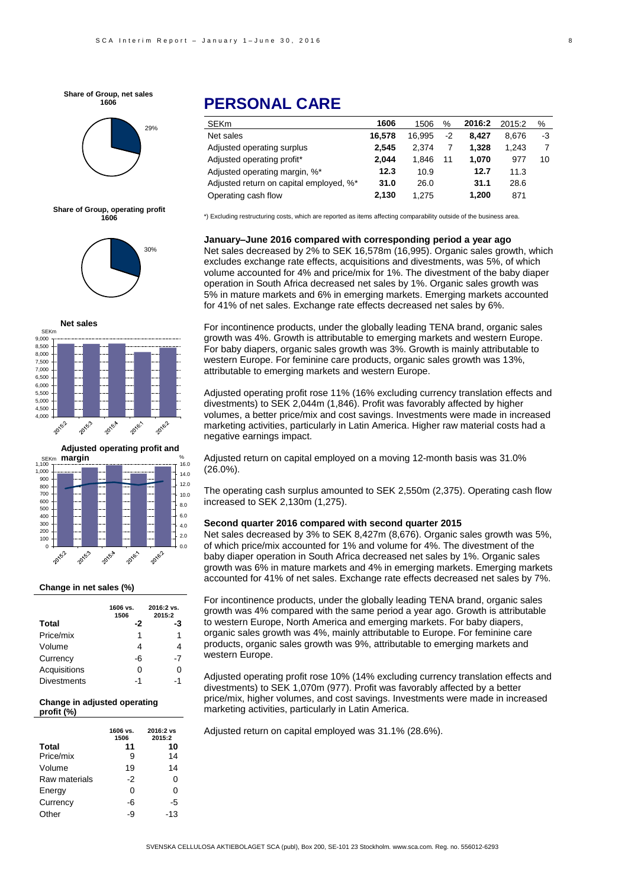# PERSONAL CARE

| SEKm | 1606 | 1506 | % | 2016:2 | 2015:2 | % |
|---|---|---|---|---|---|---|
| Net sales | **16,578** | 16,995 | -2 | **8,427** | 8,676 | -3 |
| Adjusted operating surplus | **2,545** | 2,374 | 7 | **1,328** | 1,243 | 7 |
| Adjusted operating profit* | **2,044** | 1,846 | 11 | **1,070** | 977 | 10 |
| Adjusted operating margin, %* | **12.3** | 10.9 | | **12.7** | 11.3 | |
| Adjusted return on capital employed, %* | **31.0** | 26.0 | | **31.1** | 28.6 | |
| Operating cash flow | **2,130** | 1,275 | | **1,200** | 871 | |

*) Excluding restructuring costs, which are reported as items affecting comparability outside of the business area.

**Share of Group, net sales 1606**

29%

**Share of Group, operating profit 1606**

30%

**Net sales**

**Adjusted operating profit and margin**

### January–June 2016 compared with corresponding period a year ago

Net sales decreased by 2% to SEK 16,578m (16,995). Organic sales growth, which excludes exchange rate effects, acquisitions and divestments, was 5%, of which volume accounted for 4% and price/mix for 1%. The divestment of the baby diaper operation in South Africa decreased net sales by 1%. Organic sales growth was 5% in mature markets and 6% in emerging markets. Emerging markets accounted for 41% of net sales. Exchange rate effects decreased net sales by 6%.

For incontinence products, under the globally leading TENA brand, organic sales growth was 4%. Growth is attributable to emerging markets and western Europe. For baby diapers, organic sales growth was 3%. Growth is mainly attributable to western Europe. For feminine care products, organic sales growth was 13%, attributable to emerging markets and western Europe.

Adjusted operating profit rose 11% (16% excluding currency translation effects and divestments) to SEK 2,044m (1,846). Profit was favorably affected by higher volumes, a better price/mix and cost savings. Investments were made in increased marketing activities, particularly in Latin America. Higher raw material costs had a negative earnings impact.

Adjusted return on capital employed on a moving 12-month basis was 31.0% (26.0%).

The operating cash surplus amounted to SEK 2,550m (2,375). Operating cash flow increased to SEK 2,130m (1,275).

### Second quarter 2016 compared with second quarter 2015

Net sales decreased by 3% to SEK 8,427m (8,676). Organic sales growth was 5%, of which price/mix accounted for 1% and volume for 4%. The divestment of the baby diaper operation in South Africa decreased net sales by 1%. Organic sales growth was 6% in mature markets and 4% in emerging markets. Emerging markets accounted for 41% of net sales. Exchange rate effects decreased net sales by 7%.

For incontinence products, under the globally leading TENA brand, organic sales growth was 4% compared with the same period a year ago. Growth is attributable to western Europe, North America and emerging markets. For baby diapers, organic sales growth was 4%, mainly attributable to Europe. For feminine care products, organic sales growth was 9%, attributable to emerging markets and western Europe.

Adjusted operating profit rose 10% (14% excluding currency translation effects and divestments) to SEK 1,070m (977). Profit was favorably affected by a better price/mix, higher volumes, and cost savings. Investments were made in increased marketing activities, particularly in Latin America.

Adjusted return on capital employed was 31.1% (28.6%).

**Change in net sales (%)**

| | 1606 vs. 1506 | 2016:2 vs. 2015:2 |
|---|---|---|
| **Total** | **-2** | **-3** |
| Price/mix | 1 | 1 |
| Volume | 4 | 4 |
| Currency | -6 | -7 |
| Acquisitions | 0 | 0 |
| Divestments | -1 | -1 |

**Change in adjusted operating profit (%)**

| | 1606 vs. 1506 | 2016:2 vs 2015:2 |
|---|---|---|
| **Total** | **11** | **10** |
| Price/mix | 9 | 14 |
| Volume | 19 | 14 |
| Raw materials | -2 | 0 |
| Energy | 0 | 0 |
| Currency | -6 | -5 |
| Other | -9 | -13 |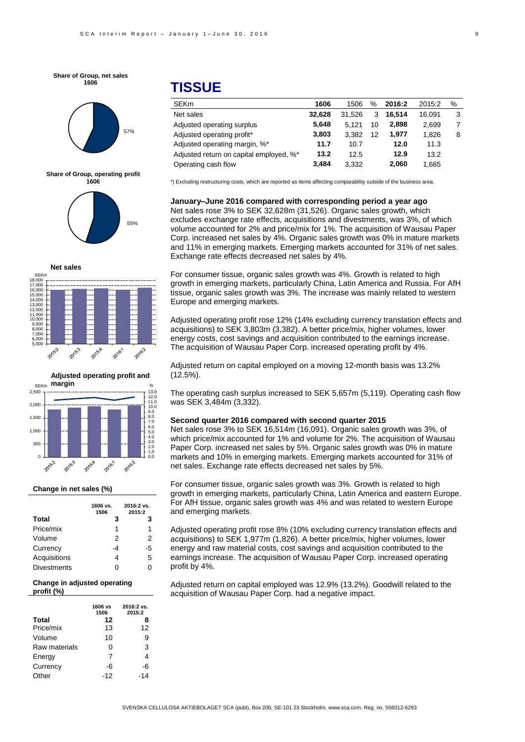# TISSUE

| SEKm | 1606 | 1506 | % | 2016:2 | 2015:2 | % |
|---|---|---|---|---|---|---|
| Net sales | **32,628** | 31,526 | 3 | **16,514** | 16,091 | 3 |
| Adjusted operating surplus | **5,648** | 5,121 | 10 | **2,898** | 2,699 | 7 |
| Adjusted operating profit* | **3,803** | 3,382 | 12 | **1,977** | 1,826 | 8 |
| Adjusted operating margin, %* | **11.7** | 10.7 | | **12.0** | 11.3 | |
| Adjusted return on capital employed, %* | **13.2** | 12.5 | | **12.9** | 13.2 | |
| Operating cash flow | **3,484** | 3,332 | | **2,060** | 1,665 | |

*) Excluding restructuring costs, which are reported as items affecting comparability outside of the business area.

**Share of Group, net sales 1606**

57%

**Share of Group, operating profit 1606**

55%

**Net sales**

**Adjusted operating profit and margin**

**Change in net sales (%)**

| | 1606 vs. 1506 | 2016:2 vs. 2015:2 |
|---|---|---|
| **Total** | **3** | **3** |
| Price/mix | 1 | 1 |
| Volume | 2 | 2 |
| Currency | -4 | -5 |
| Acquisitions | 4 | 5 |
| Divestments | 0 | 0 |

**Change in adjusted operating profit (%)**

| | 1606 vs 1506 | 2016:2 vs. 2015:2 |
|---|---|---|
| **Total** | **12** | **8** |
| Price/mix | 13 | 12 |
| Volume | 10 | 9 |
| Raw materials | 0 | 3 |
| Energy | 7 | 4 |
| Currency | -6 | -6 |
| Other | -12 | -14 |

**January–June 2016 compared with corresponding period a year ago**

Net sales rose 3% to SEK 32,628m (31,526). Organic sales growth, which excludes exchange rate effects, acquisitions and divestments, was 3%, of which volume accounted for 2% and price/mix for 1%. The acquisition of Wausau Paper Corp. increased net sales by 4%. Organic sales growth was 0% in mature markets and 11% in emerging markets. Emerging markets accounted for 31% of net sales. Exchange rate effects decreased net sales by 4%.

For consumer tissue, organic sales growth was 4%. Growth is related to high growth in emerging markets, particularly China, Latin America and Russia. For AfH tissue, organic sales growth was 3%. The increase was mainly related to western Europe and emerging markets.

Adjusted operating profit rose 12% (14% excluding currency translation effects and acquisitions) to SEK 3,803m (3,382). A better price/mix, higher volumes, lower energy costs, cost savings and acquisition contributed to the earnings increase. The acquisition of Wausau Paper Corp. increased operating profit by 4%.

Adjusted return on capital employed on a moving 12-month basis was 13.2% (12.5%).

The operating cash surplus increased to SEK 5,657m (5,119). Operating cash flow was SEK 3,484m (3,332).

**Second quarter 2016 compared with second quarter 2015**

Net sales rose 3% to SEK 16,514m (16,091). Organic sales growth was 3%, of which price/mix accounted for 1% and volume for 2%. The acquisition of Wausau Paper Corp. increased net sales by 5%. Organic sales growth was 0% in mature markets and 10% in emerging markets. Emerging markets accounted for 31% of net sales. Exchange rate effects decreased net sales by 5%.

For consumer tissue, organic sales growth was 3%. Growth is related to high growth in emerging markets, particularly China, Latin America and eastern Europe. For AfH tissue, organic sales growth was 4% and was related to western Europe and emerging markets.

Adjusted operating profit rose 8% (10% excluding currency translation effects and acquisitions) to SEK 1,977m (1,826). A better price/mix, higher volumes, lower energy and raw material costs, cost savings and acquisition contributed to the earnings increase. The acquisition of Wausau Paper Corp. increased operating profit by 4%.

Adjusted return on capital employed was 12.9% (13.2%). Goodwill related to the acquisition of Wausau Paper Corp. had a negative impact.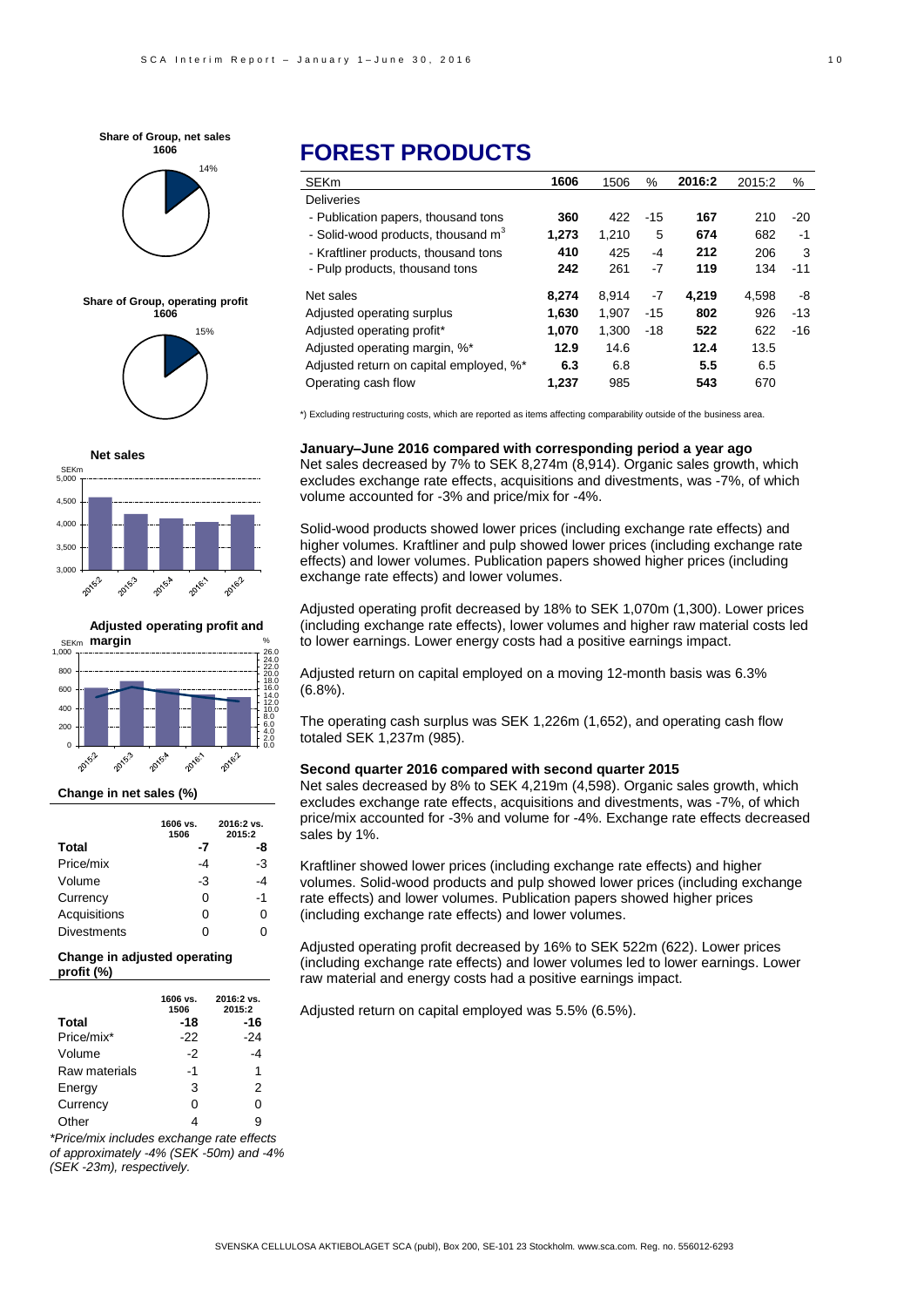**Share of Group, net sales 1606**

14%

**Share of Group, operating profit 1606**

15%

**Net sales**

**Adjusted operating profit and margin**

# FOREST PRODUCTS

| SEKm | 1606 | 1506 | % | 2016:2 | 2015:2 | % |
|---|---|---|---|---|---|---|
| Deliveries | | | | | | |
| - Publication papers, thousand tons | **360** | 422 | -15 | **167** | 210 | -20 |
| - Solid-wood products, thousand $m^3$ | **1,273** | 1,210 | 5 | **674** | 682 | -1 |
| - Kraftliner products, thousand tons | **410** | 425 | -4 | **212** | 206 | 3 |
| - Pulp products, thousand tons | **242** | 261 | -7 | **119** | 134 | -11 |
| Net sales | **8,274** | 8,914 | -7 | **4,219** | 4,598 | -8 |
| Adjusted operating surplus | **1,630** | 1,907 | -15 | **802** | 926 | -13 |
| Adjusted operating profit* | **1,070** | 1,300 | -18 | **522** | 622 | -16 |
| Adjusted operating margin, %* | **12.9** | 14.6 | | **12.4** | 13.5 | |
| Adjusted return on capital employed, %* | **6.3** | 6.8 | | **5.5** | 6.5 | |
| Operating cash flow | **1,237** | 985 | | **543** | 670 | |

*) Excluding restructuring costs, which are reported as items affecting comparability outside of the business area.

**January–June 2016 compared with corresponding period a year ago**

Net sales decreased by 7% to SEK 8,274m (8,914). Organic sales growth, which excludes exchange rate effects, acquisitions and divestments, was -7%, of which volume accounted for -3% and price/mix for -4%.

Solid-wood products showed lower prices (including exchange rate effects) and higher volumes. Kraftliner and pulp showed lower prices (including exchange rate effects) and lower volumes. Publication papers showed higher prices (including exchange rate effects) and lower volumes.

Adjusted operating profit decreased by 18% to SEK 1,070m (1,300). Lower prices (including exchange rate effects), lower volumes and higher raw material costs led to lower earnings. Lower energy costs had a positive earnings impact.

Adjusted return on capital employed on a moving 12-month basis was 6.3% (6.8%).

The operating cash surplus was SEK 1,226m (1,652), and operating cash flow totaled SEK 1,237m (985).

**Second quarter 2016 compared with second quarter 2015**

Net sales decreased by 8% to SEK 4,219m (4,598). Organic sales growth, which excludes exchange rate effects, acquisitions and divestments, was -7%, of which price/mix accounted for -3% and volume for -4%. Exchange rate effects decreased sales by 1%.

Kraftliner showed lower prices (including exchange rate effects) and higher volumes. Solid-wood products and pulp showed lower prices (including exchange rate effects) and lower volumes. Publication papers showed higher prices (including exchange rate effects) and lower volumes.

Adjusted operating profit decreased by 16% to SEK 522m (622). Lower prices (including exchange rate effects) and lower volumes led to lower earnings. Lower raw material and energy costs had a positive earnings impact.

Adjusted return on capital employed was 5.5% (6.5%).

**Change in net sales (%)**

| | 1606 vs. 1506 | 2016:2 vs. 2015:2 |
|---|---|---|
| **Total** | **-7** | **-8** |
| Price/mix | -4 | -3 |
| Volume | -3 | -4 |
| Currency | 0 | -1 |
| Acquisitions | 0 | 0 |
| Divestments | 0 | 0 |

**Change in adjusted operating profit (%)**

| | 1606 vs. 1506 | 2016:2 vs. 2015:2 |
|---|---|---|
| **Total** | **-18** | **-16** |
| Price/mix* | -22 | -24 |
| Volume | -2 | -4 |
| Raw materials | -1 | 1 |
| Energy | 3 | 2 |
| Currency | 0 | 0 |
| Other | 4 | 9 |

*\*Price/mix includes exchange rate effects of approximately -4% (SEK -50m) and -4% (SEK -23m), respectively.*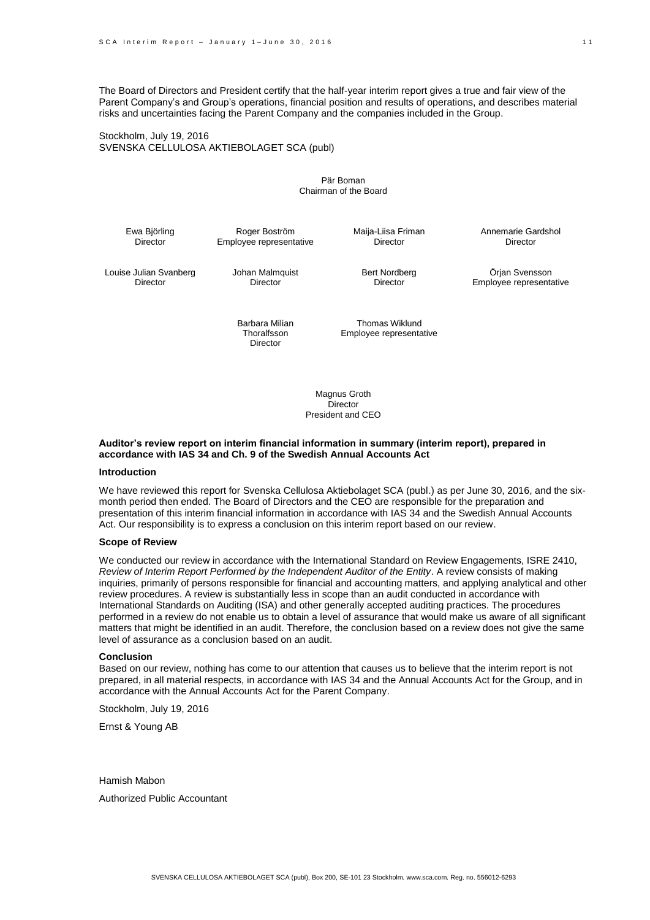The Board of Directors and President certify that the half-year interim report gives a true and fair view of the Parent Company's and Group's operations, financial position and results of operations, and describes material risks and uncertainties facing the Parent Company and the companies included in the Group.

Stockholm, July 19, 2016
SVENSKA CELLULOSA AKTIEBOLAGET SCA (publ)

Pär Boman
Chairman of the Board

Ewa Björling
Director

Roger Boström
Employee representative

Maija-Liisa Friman
Director

Annemarie Gardshol
Director

Louise Julian Svanberg
Director

Johan Malmquist
Director

Bert Nordberg
Director

Örjan Svensson
Employee representative

Barbara Milian Thoralfsson
Director

Thomas Wiklund
Employee representative

Magnus Groth
Director
President and CEO

**Auditor's review report on interim financial information in summary (interim report), prepared in accordance with IAS 34 and Ch. 9 of the Swedish Annual Accounts Act**

**Introduction**

We have reviewed this report for Svenska Cellulosa Aktiebolaget SCA (publ.) as per June 30, 2016, and the six-month period then ended. The Board of Directors and the CEO are responsible for the preparation and presentation of this interim financial information in accordance with IAS 34 and the Swedish Annual Accounts Act. Our responsibility is to express a conclusion on this interim report based on our review.

**Scope of Review**

We conducted our review in accordance with the International Standard on Review Engagements, ISRE 2410, *Review of Interim Report Performed by the Independent Auditor of the Entity*. A review consists of making inquiries, primarily of persons responsible for financial and accounting matters, and applying analytical and other review procedures. A review is substantially less in scope than an audit conducted in accordance with International Standards on Auditing (ISA) and other generally accepted auditing practices. The procedures performed in a review do not enable us to obtain a level of assurance that would make us aware of all significant matters that might be identified in an audit. Therefore, the conclusion based on a review does not give the same level of assurance as a conclusion based on an audit.

**Conclusion**

Based on our review, nothing has come to our attention that causes us to believe that the interim report is not prepared, in all material respects, in accordance with IAS 34 and the Annual Accounts Act for the Group, and in accordance with the Annual Accounts Act for the Parent Company.

Stockholm, July 19, 2016

Ernst & Young AB

Hamish Mabon

Authorized Public Accountant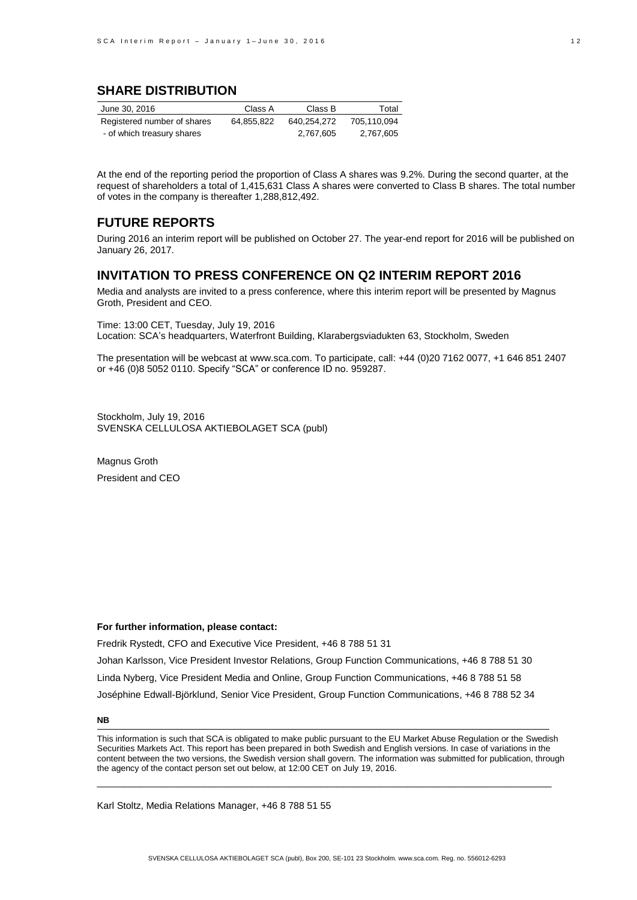## SHARE DISTRIBUTION

| June 30, 2016 | Class A | Class B | Total |
|---|---|---|---|
| Registered number of shares | 64,855,822 | 640,254,272 | 705,110,094 |
| - of which treasury shares | | 2,767,605 | 2,767,605 |

At the end of the reporting period the proportion of Class A shares was 9.2%. During the second quarter, at the request of shareholders a total of 1,415,631 Class A shares were converted to Class B shares. The total number of votes in the company is thereafter 1,288,812,492.

## FUTURE REPORTS

During 2016 an interim report will be published on October 27. The year-end report for 2016 will be published on January 26, 2017.

## INVITATION TO PRESS CONFERENCE ON Q2 INTERIM REPORT 2016

Media and analysts are invited to a press conference, where this interim report will be presented by Magnus Groth, President and CEO.

Time: 13:00 CET, Tuesday, July 19, 2016
Location: SCA's headquarters, Waterfront Building, Klarabergsviadukten 63, Stockholm, Sweden

The presentation will be webcast at www.sca.com. To participate, call: +44 (0)20 7162 0077, +1 646 851 2407 or +46 (0)8 5052 0110. Specify "SCA" or conference ID no. 959287.

Stockholm, July 19, 2016
SVENSKA CELLULOSA AKTIEBOLAGET SCA (publ)

Magnus Groth
President and CEO

**For further information, please contact:**

Fredrik Rystedt, CFO and Executive Vice President, +46 8 788 51 31

Johan Karlsson, Vice President Investor Relations, Group Function Communications, +46 8 788 51 30

Linda Nyberg, Vice President Media and Online, Group Function Communications, +46 8 788 51 58

Joséphine Edwall-Björklund, Senior Vice President, Group Function Communications, +46 8 788 52 34

**NB**

This information is such that SCA is obligated to make public pursuant to the EU Market Abuse Regulation or the Swedish Securities Markets Act. This report has been prepared in both Swedish and English versions. In case of variations in the content between the two versions, the Swedish version shall govern. The information was submitted for publication, through the agency of the contact person set out below, at 12:00 CET on July 19, 2016.

Karl Stoltz, Media Relations Manager, +46 8 788 51 55

SVENSKA CELLULOSA AKTIEBOLAGET SCA (publ), Box 200, SE-101 23 Stockholm. www.sca.com. Reg. no. 556012-6293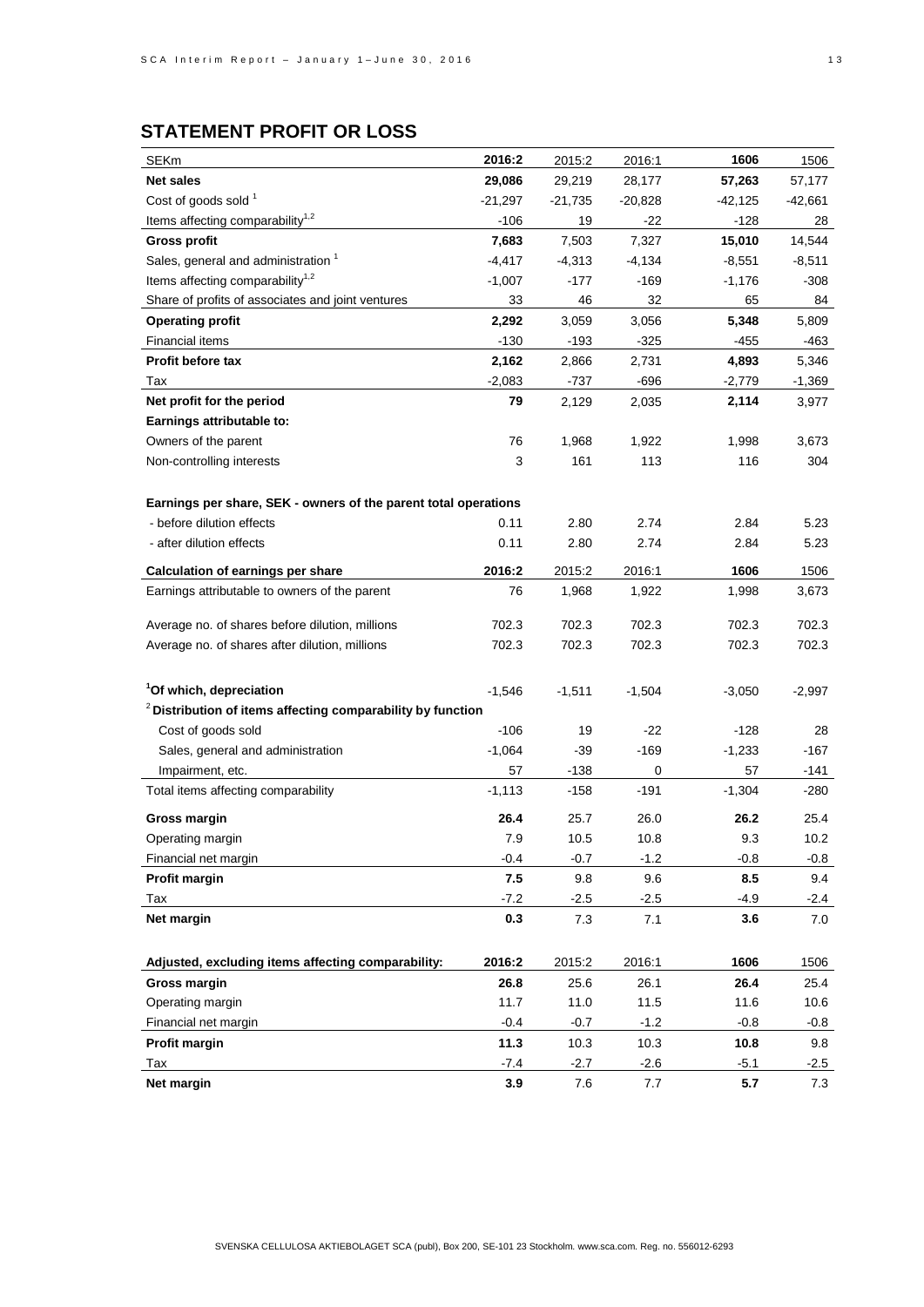## STATEMENT PROFIT OR LOSS

| SEKm | 2016:2 | 2015:2 | 2016:1 | 1606 | 1506 |
|---|---|---|---|---|---|
| **Net sales** | **29,086** | 29,219 | 28,177 | **57,263** | 57,177 |
| Cost of goods sold [1] | -21,297 | -21,735 | -20,828 | -42,125 | -42,661 |
| Items affecting comparability[1,2] | -106 | 19 | -22 | -128 | 28 |
| **Gross profit** | **7,683** | 7,503 | 7,327 | **15,010** | 14,544 |
| Sales, general and administration [1] | -4,417 | -4,313 | -4,134 | -8,551 | -8,511 |
| Items affecting comparability[1,2] | -1,007 | -177 | -169 | -1,176 | -308 |
| Share of profits of associates and joint ventures | 33 | 46 | 32 | 65 | 84 |
| **Operating profit** | **2,292** | 3,059 | 3,056 | **5,348** | 5,809 |
| Financial items | -130 | -193 | -325 | -455 | -463 |
| **Profit before tax** | **2,162** | 2,866 | 2,731 | **4,893** | 5,346 |
| Tax | -2,083 | -737 | -696 | -2,779 | -1,369 |
| **Net profit for the period** | **79** | 2,129 | 2,035 | **2,114** | 3,977 |
| **Earnings attributable to:** | | | | | |
| Owners of the parent | 76 | 1,968 | 1,922 | 1,998 | 3,673 |
| Non-controlling interests | 3 | 161 | 113 | 116 | 304 |
| | | | | | |
| **Earnings per share, SEK - owners of the parent total operations** | | | | | |
| - before dilution effects | 0.11 | 2.80 | 2.74 | 2.84 | 5.23 |
| - after dilution effects | 0.11 | 2.80 | 2.74 | 2.84 | 5.23 |

| **Calculation of earnings per share** | **2016:2** | 2015:2 | 2016:1 | **1606** | 1506 |
|---|---|---|---|---|---|
| Earnings attributable to owners of the parent | 76 | 1,968 | 1,922 | 1,998 | 3,673 |
| Average no. of shares before dilution, millions | 702.3 | 702.3 | 702.3 | 702.3 | 702.3 |
| Average no. of shares after dilution, millions | 702.3 | 702.3 | 702.3 | 702.3 | 702.3 |
| | | | | | |
| **[1]Of which, depreciation** | -1,546 | -1,511 | -1,504 | -3,050 | -2,997 |
| **[2]Distribution of items affecting comparability by function** | | | | | |
| Cost of goods sold | -106 | 19 | -22 | -128 | 28 |
| Sales, general and administration | -1,064 | -39 | -169 | -1,233 | -167 |
| Impairment, etc. | 57 | -138 | 0 | 57 | -141 |
| Total items affecting comparability | -1,113 | -158 | -191 | -1,304 | -280 |
| | | | | | |
| **Gross margin** | **26.4** | 25.7 | 26.0 | **26.2** | 25.4 |
| Operating margin | 7.9 | 10.5 | 10.8 | 9.3 | 10.2 |
| Financial net margin | -0.4 | -0.7 | -1.2 | -0.8 | -0.8 |
| **Profit margin** | **7.5** | 9.8 | 9.6 | **8.5** | 9.4 |
| Tax | -7.2 | -2.5 | -2.5 | -4.9 | -2.4 |
| **Net margin** | **0.3** | 7.3 | 7.1 | **3.6** | 7.0 |

| **Adjusted, excluding items affecting comparability:** | **2016:2** | 2015:2 | 2016:1 | **1606** | 1506 |
|---|---|---|---|---|---|
| **Gross margin** | **26.8** | 25.6 | 26.1 | **26.4** | 25.4 |
| Operating margin | 11.7 | 11.0 | 11.5 | 11.6 | 10.6 |
| Financial net margin | -0.4 | -0.7 | -1.2 | -0.8 | -0.8 |
| **Profit margin** | **11.3** | 10.3 | 10.3 | **10.8** | 9.8 |
| Tax | -7.4 | -2.7 | -2.6 | -5.1 | -2.5 |
| **Net margin** | **3.9** | 7.6 | 7.7 | **5.7** | 7.3 |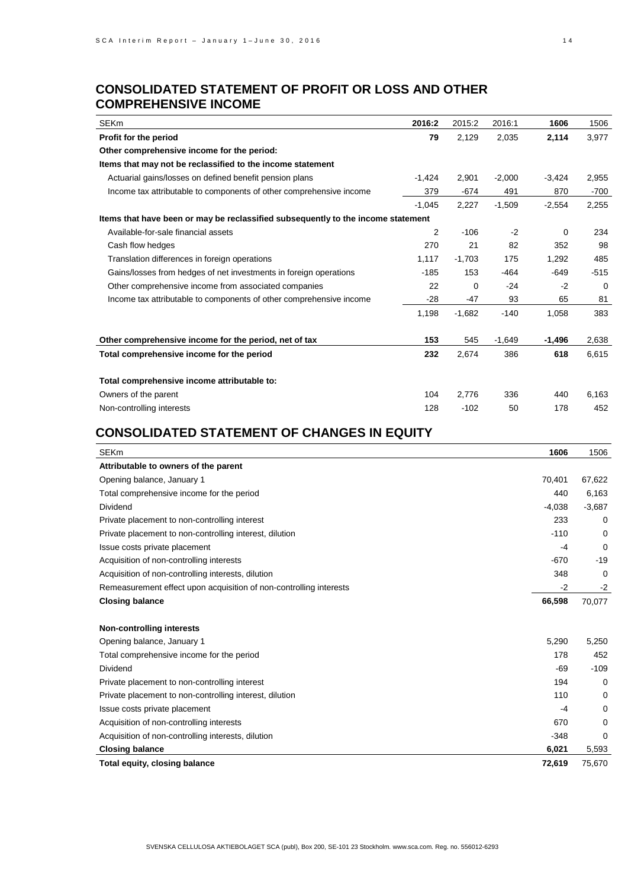## CONSOLIDATED STATEMENT OF PROFIT OR LOSS AND OTHER COMPREHENSIVE INCOME

| SEKm | **2016:2** | 2015:2 | 2016:1 | **1606** | 1506 |
|---|---|---|---|---|---|
| **Profit for the period** | **79** | 2,129 | 2,035 | **2,114** | 3,977 |
| **Other comprehensive income for the period:** | | | | | |
| **Items that may not be reclassified to the income statement** | | | | | |
| Actuarial gains/losses on defined benefit pension plans | -1,424 | 2,901 | -2,000 | -3,424 | 2,955 |
| Income tax attributable to components of other comprehensive income | 379 | -674 | 491 | 870 | -700 |
| | -1,045 | 2,227 | -1,509 | -2,554 | 2,255 |
| **Items that have been or may be reclassified subsequently to the income statement** | | | | | |
| Available-for-sale financial assets | 2 | -106 | -2 | 0 | 234 |
| Cash flow hedges | 270 | 21 | 82 | 352 | 98 |
| Translation differences in foreign operations | 1,117 | -1,703 | 175 | 1,292 | 485 |
| Gains/losses from hedges of net investments in foreign operations | -185 | 153 | -464 | -649 | -515 |
| Other comprehensive income from associated companies | 22 | 0 | -24 | -2 | 0 |
| Income tax attributable to components of other comprehensive income | -28 | -47 | 93 | 65 | 81 |
| | 1,198 | -1,682 | -140 | 1,058 | 383 |
| **Other comprehensive income for the period, net of tax** | **153** | 545 | -1,649 | **-1,496** | 2,638 |
| **Total comprehensive income for the period** | **232** | 2,674 | 386 | **618** | 6,615 |
| **Total comprehensive income attributable to:** | | | | | |
| Owners of the parent | 104 | 2,776 | 336 | 440 | 6,163 |
| Non-controlling interests | 128 | -102 | 50 | 178 | 452 |

## CONSOLIDATED STATEMENT OF CHANGES IN EQUITY

| SEKm | **1606** | 1506 |
|---|---|---|
| **Attributable to owners of the parent** | | |
| Opening balance, January 1 | 70,401 | 67,622 |
| Total comprehensive income for the period | 440 | 6,163 |
| Dividend | -4,038 | -3,687 |
| Private placement to non-controlling interest | 233 | 0 |
| Private placement to non-controlling interest, dilution | -110 | 0 |
| Issue costs private placement | -4 | 0 |
| Acquisition of non-controlling interests | -670 | -19 |
| Acquisition of non-controlling interests, dilution | 348 | 0 |
| Remeasurement effect upon acquisition of non-controlling interests | -2 | -2 |
| **Closing balance** | **66,598** | 70,077 |
| **Non-controlling interests** | | |
| Opening balance, January 1 | 5,290 | 5,250 |
| Total comprehensive income for the period | 178 | 452 |
| Dividend | -69 | -109 |
| Private placement to non-controlling interest | 194 | 0 |
| Private placement to non-controlling interest, dilution | 110 | 0 |
| Issue costs private placement | -4 | 0 |
| Acquisition of non-controlling interests | 670 | 0 |
| Acquisition of non-controlling interests, dilution | -348 | 0 |
| **Closing balance** | **6,021** | 5,593 |
| **Total equity, closing balance** | **72,619** | 75,670 |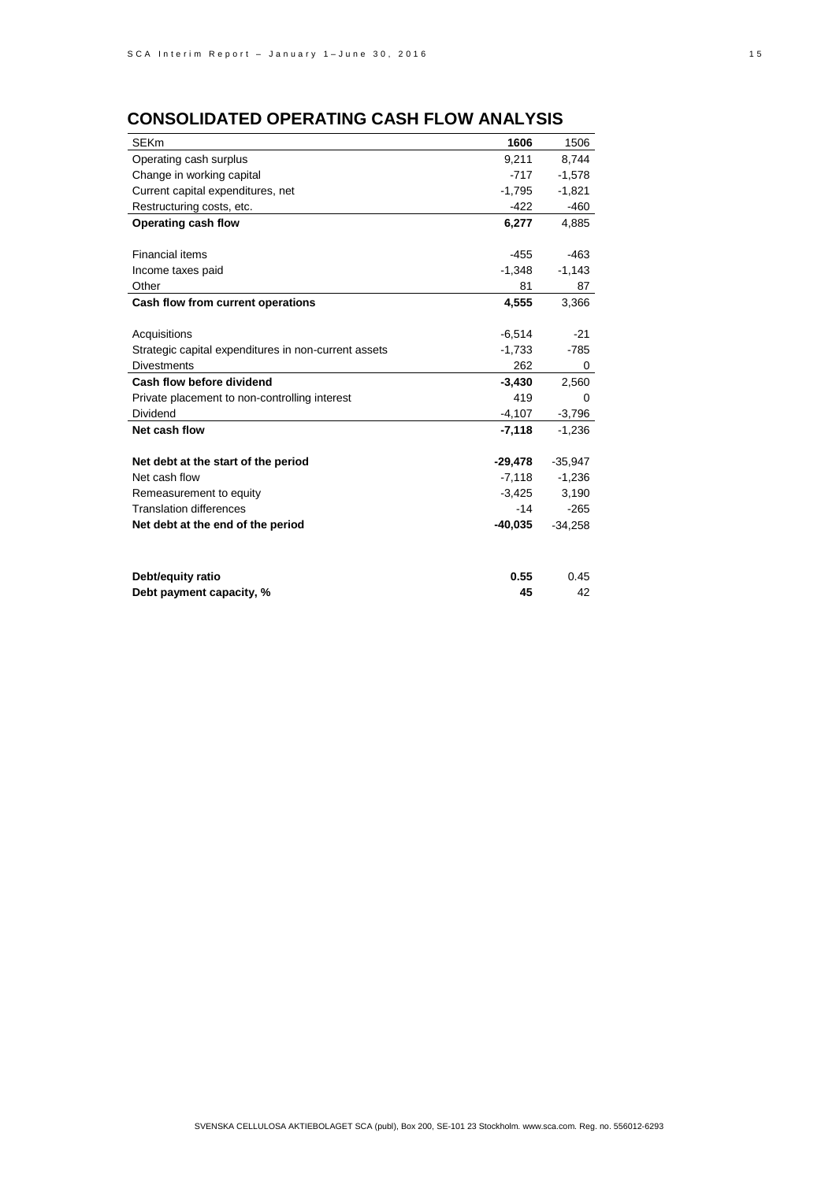## CONSOLIDATED OPERATING CASH FLOW ANALYSIS

| SEKm | **1606** | 1506 |
|---|---|---|
| Operating cash surplus | 9,211 | 8,744 |
| Change in working capital | -717 | -1,578 |
| Current capital expenditures, net | -1,795 | -1,821 |
| Restructuring costs, etc. | -422 | -460 |
| **Operating cash flow** | **6,277** | 4,885 |
| | | |
| Financial items | -455 | -463 |
| Income taxes paid | -1,348 | -1,143 |
| Other | 81 | 87 |
| **Cash flow from current operations** | **4,555** | 3,366 |
| | | |
| Acquisitions | -6,514 | -21 |
| Strategic capital expenditures in non-current assets | -1,733 | -785 |
| Divestments | 262 | 0 |
| **Cash flow before dividend** | **-3,430** | 2,560 |
| Private placement to non-controlling interest | 419 | 0 |
| Dividend | -4,107 | -3,796 |
| **Net cash flow** | **-7,118** | -1,236 |
| | | |
| **Net debt at the start of the period** | **-29,478** | -35,947 |
| Net cash flow | -7,118 | -1,236 |
| Remeasurement to equity | -3,425 | 3,190 |
| Translation differences | -14 | -265 |
| **Net debt at the end of the period** | **-40,035** | -34,258 |
| | | |
| **Debt/equity ratio** | **0.55** | 0.45 |
| **Debt payment capacity, %** | **45** | 42 |

SVENSKA CELLULOSA AKTIEBOLAGET SCA (publ), Box 200, SE-101 23 Stockholm. www.sca.com. Reg. no. 556012-6293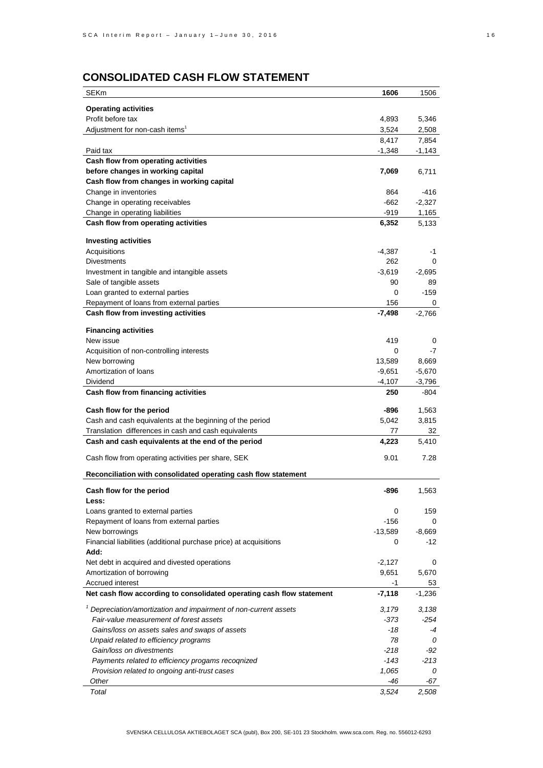## CONSOLIDATED CASH FLOW STATEMENT

| SEKm | **1606** | 1506 |
|---|---|---|
| **Operating activities** | | |
| Profit before tax | 4,893 | 5,346 |
| Adjustment for non-cash items[1] | 3,524 | 2,508 |
| | 8,417 | 7,854 |
| Paid tax | -1,348 | -1,143 |
| **Cash flow from operating activities before changes in working capital** | **7,069** | 6,711 |
| **Cash flow from changes in working capital** | | |
| Change in inventories | 864 | -416 |
| Change in operating receivables | -662 | -2,327 |
| Change in operating liabilities | -919 | 1,165 |
| **Cash flow from operating activities** | **6,352** | 5,133 |
| | | |
| **Investing activities** | | |
| Acquisitions | -4,387 | -1 |
| Divestments | 262 | 0 |
| Investment in tangible and intangible assets | -3,619 | -2,695 |
| Sale of tangible assets | 90 | 89 |
| Loan granted to external parties | 0 | -159 |
| Repayment of loans from external parties | 156 | 0 |
| **Cash flow from investing activities** | **-7,498** | -2,766 |
| | | |
| **Financing activities** | | |
| New issue | 419 | 0 |
| Acquisition of non-controlling interests | 0 | -7 |
| New borrowing | 13,589 | 8,669 |
| Amortization of loans | -9,651 | -5,670 |
| Dividend | -4,107 | -3,796 |
| **Cash flow from financing activities** | **250** | -804 |
| | | |
| **Cash flow for the period** | **-896** | 1,563 |
| Cash and cash equivalents at the beginning of the period | 5,042 | 3,815 |
| Translation differences in cash and cash equivalents | 77 | 32 |
| **Cash and cash equivalents at the end of the period** | **4,223** | 5,410 |
| | | |
| Cash flow from operating activities per share, SEK | 9.01 | 7.28 |
| | | |
| **Reconciliation with consolidated operating cash flow statement** | | |
| | | |
| **Cash flow for the period** | **-896** | 1,563 |
| **Less:** | | |
| Loans granted to external parties | 0 | 159 |
| Repayment of loans from external parties | -156 | 0 |
| New borrowings | -13,589 | -8,669 |
| Financial liabilities (additional purchase price) at acquisitions | 0 | -12 |
| **Add:** | | |
| Net debt in acquired and divested operations | -2,127 | 0 |
| Amortization of borrowing | 9,651 | 5,670 |
| Accrued interest | -1 | 53 |
| **Net cash flow according to consolidated operating cash flow statement** | **-7,118** | -1,236 |
| | | |
| *[1] Depreciation/amortization and impairment of non-current assets* | *3,179* | *3,138* |
| *Fair-value measurement of forest assets* | *-373* | *-254* |
| *Gains/loss on assets sales and swaps of assets* | *-18* | *-4* |
| *Unpaid related to efficiency programs* | *78* | *0* |
| *Gain/loss on divestments* | *-218* | *-92* |
| *Payments related to efficiency progams recoqnized* | *-143* | *-213* |
| *Provision related to ongoing anti-trust cases* | *1,065* | *0* |
| *Other* | *-46* | *-67* |
| *Total* | *3,524* | *2,508* |

SVENSKA CELLULOSA AKTIEBOLAGET SCA (publ), Box 200, SE-101 23 Stockholm. www.sca.com. Reg. no. 556012-6293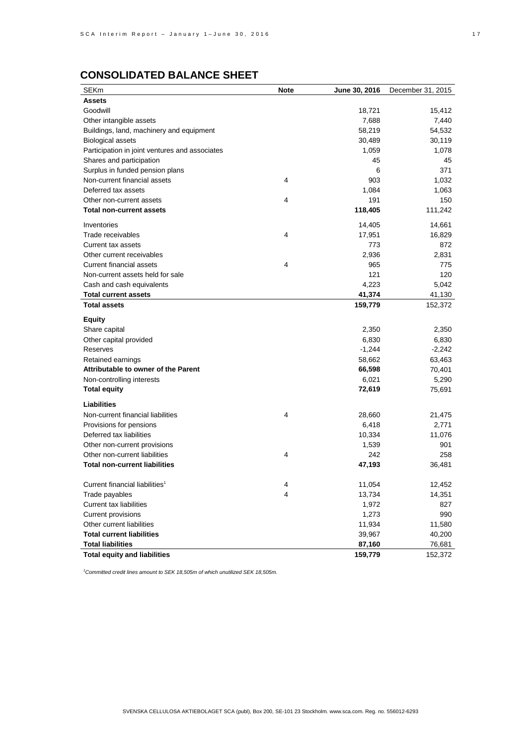## CONSOLIDATED BALANCE SHEET

| SEKm | Note | June 30, 2016 | December 31, 2015 |
|---|---|---|---|
| **Assets** | | | |
| Goodwill | | 18,721 | 15,412 |
| Other intangible assets | | 7,688 | 7,440 |
| Buildings, land, machinery and equipment | | 58,219 | 54,532 |
| Biological assets | | 30,489 | 30,119 |
| Participation in joint ventures and associates | | 1,059 | 1,078 |
| Shares and participation | | 45 | 45 |
| Surplus in funded pension plans | | 6 | 371 |
| Non-current financial assets | 4 | 903 | 1,032 |
| Deferred tax assets | | 1,084 | 1,063 |
| Other non-current assets | 4 | 191 | 150 |
| **Total non-current assets** | | **118,405** | 111,242 |
| Inventories | | 14,405 | 14,661 |
| Trade receivables | 4 | 17,951 | 16,829 |
| Current tax assets | | 773 | 872 |
| Other current receivables | | 2,936 | 2,831 |
| Current financial assets | 4 | 965 | 775 |
| Non-current assets held for sale | | 121 | 120 |
| Cash and cash equivalents | | 4,223 | 5,042 |
| **Total current assets** | | **41,374** | 41,130 |
| **Total assets** | | **159,779** | 152,372 |
| **Equity** | | | |
| Share capital | | 2,350 | 2,350 |
| Other capital provided | | 6,830 | 6,830 |
| Reserves | | -1,244 | -2,242 |
| Retained earnings | | 58,662 | 63,463 |
| **Attributable to owner of the Parent** | | **66,598** | 70,401 |
| Non-controlling interests | | 6,021 | 5,290 |
| **Total equity** | | **72,619** | 75,691 |
| **Liabilities** | | | |
| Non-current financial liabilities | 4 | 28,660 | 21,475 |
| Provisions for pensions | | 6,418 | 2,771 |
| Deferred tax liabilities | | 10,334 | 11,076 |
| Other non-current provisions | | 1,539 | 901 |
| Other non-current liabilities | 4 | 242 | 258 |
| **Total non-current liabilities** | | **47,193** | 36,481 |
| Current financial liabilities[1] | 4 | 11,054 | 12,452 |
| Trade payables | 4 | 13,734 | 14,351 |
| Current tax liabilities | | 1,972 | 827 |
| Current provisions | | 1,273 | 990 |
| Other current liabilities | | 11,934 | 11,580 |
| **Total current liabilities** | | 39,967 | 40,200 |
| **Total liabilities** | | **87,160** | 76,681 |
| **Total equity and liabilities** | | **159,779** | 152,372 |

[1]*Committed credit lines amount to SEK 18,505m of which unutilized SEK 18,505m.*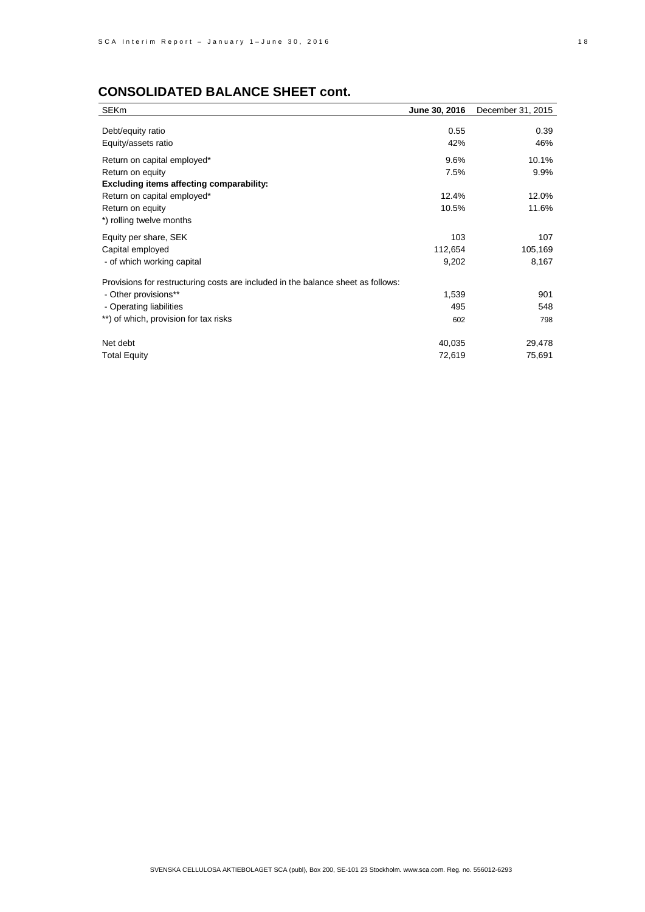## CONSOLIDATED BALANCE SHEET cont.

| SEKm | **June 30, 2016** | December 31, 2015 |
|---|---|---|
| Debt/equity ratio | 0.55 | 0.39 |
| Equity/assets ratio | 42% | 46% |
| Return on capital employed* | 9.6% | 10.1% |
| Return on equity | 7.5% | 9.9% |
| **Excluding items affecting comparability:** | | |
| Return on capital employed* | 12.4% | 12.0% |
| Return on equity | 10.5% | 11.6% |
| *) rolling twelve months | | |
| Equity per share, SEK | 103 | 107 |
| Capital employed | 112,654 | 105,169 |
| - of which working capital | 9,202 | 8,167 |
| Provisions for restructuring costs are included in the balance sheet as follows: | | |
| - Other provisions** | 1,539 | 901 |
| - Operating liabilities | 495 | 548 |
| **) of which, provision for tax risks | 602 | 798 |
| Net debt | 40,035 | 29,478 |
| Total Equity | 72,619 | 75,691 |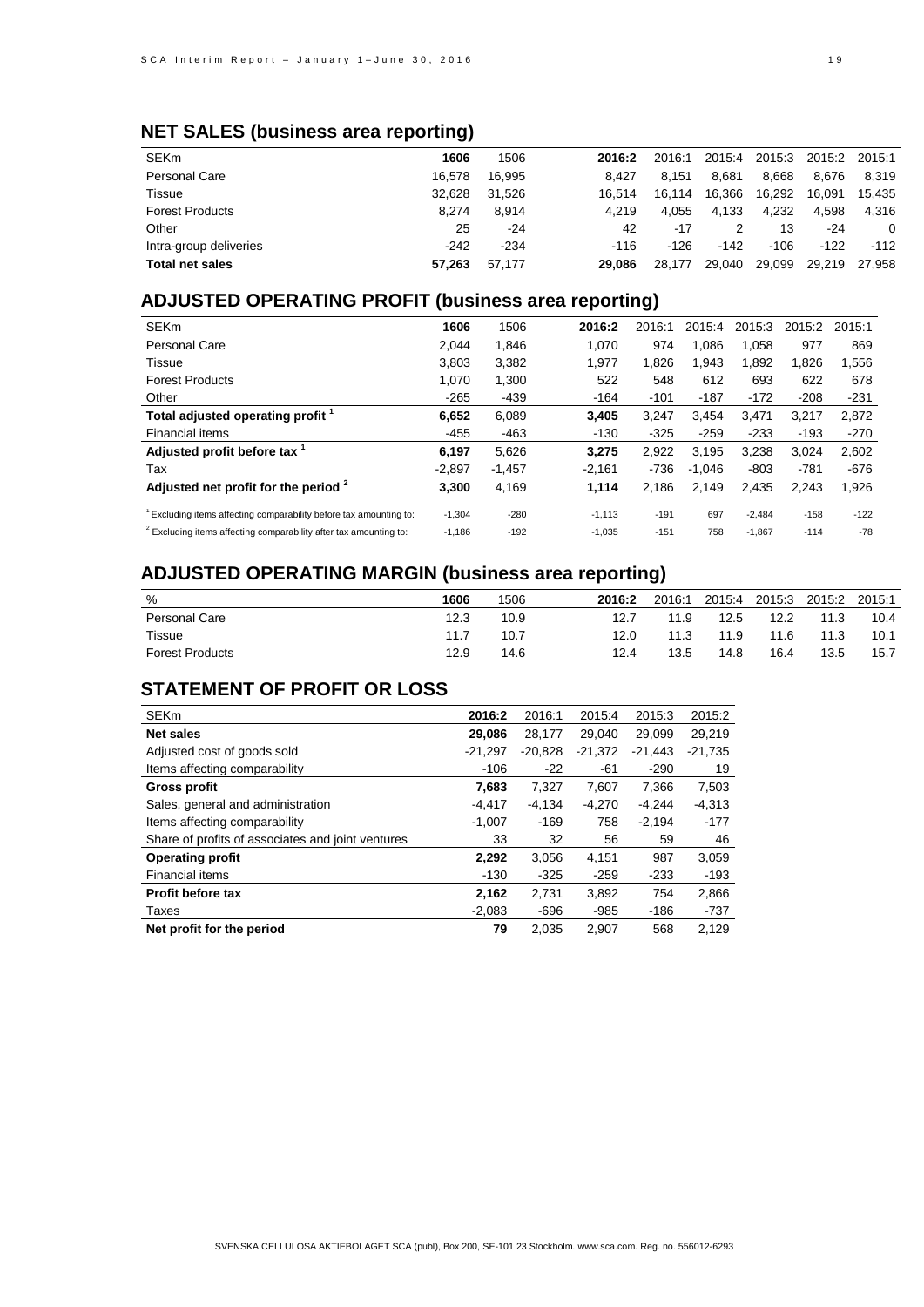## NET SALES (business area reporting)

| SEKm | 1606 | 1506 | 2016:2 | 2016:1 | 2015:4 | 2015:3 | 2015:2 | 2015:1 |
|---|---|---|---|---|---|---|---|---|
| Personal Care | 16,578 | 16,995 | 8,427 | 8,151 | 8,681 | 8,668 | 8,676 | 8,319 |
| Tissue | 32,628 | 31,526 | 16,514 | 16,114 | 16,366 | 16,292 | 16,091 | 15,435 |
| Forest Products | 8,274 | 8,914 | 4,219 | 4,055 | 4,133 | 4,232 | 4,598 | 4,316 |
| Other | 25 | -24 | 42 | -17 | 2 | 13 | -24 | 0 |
| Intra-group deliveries | -242 | -234 | -116 | -126 | -142 | -106 | -122 | -112 |
| **Total net sales** | **57,263** | 57,177 | **29,086** | 28,177 | 29,040 | 29,099 | 29,219 | 27,958 |

## ADJUSTED OPERATING PROFIT (business area reporting)

| SEKm | 1606 | 1506 | 2016:2 | 2016:1 | 2015:4 | 2015:3 | 2015:2 | 2015:1 |
|---|---|---|---|---|---|---|---|---|
| Personal Care | 2,044 | 1,846 | 1,070 | 974 | 1,086 | 1,058 | 977 | 869 |
| Tissue | 3,803 | 3,382 | 1,977 | 1,826 | 1,943 | 1,892 | 1,826 | 1,556 |
| Forest Products | 1,070 | 1,300 | 522 | 548 | 612 | 693 | 622 | 678 |
| Other | -265 | -439 | -164 | -101 | -187 | -172 | -208 | -231 |
| **Total adjusted operating profit [1]** | **6,652** | 6,089 | **3,405** | 3,247 | 3,454 | 3,471 | 3,217 | 2,872 |
| Financial items | -455 | -463 | -130 | -325 | -259 | -233 | -193 | -270 |
| **Adjusted profit before tax [1]** | **6,197** | 5,626 | **3,275** | 2,922 | 3,195 | 3,238 | 3,024 | 2,602 |
| Tax | -2,897 | -1,457 | -2,161 | -736 | -1,046 | -803 | -781 | -676 |
| **Adjusted net profit for the period [2]** | **3,300** | 4,169 | **1,114** | 2,186 | 2,149 | 2,435 | 2,243 | 1,926 |
| [1] Excluding items affecting comparability before tax amounting to: | -1,304 | -280 | -1,113 | -191 | 697 | -2,484 | -158 | -122 |
| [2] Excluding items affecting comparability after tax amounting to: | -1,186 | -192 | -1,035 | -151 | 758 | -1,867 | -114 | -78 |

## ADJUSTED OPERATING MARGIN (business area reporting)

| % | 1606 | 1506 | 2016:2 | 2016:1 | 2015:4 | 2015:3 | 2015:2 | 2015:1 |
|---|---|---|---|---|---|---|---|---|
| Personal Care | 12.3 | 10.9 | 12.7 | 11.9 | 12.5 | 12.2 | 11.3 | 10.4 |
| Tissue | 11.7 | 10.7 | 12.0 | 11.3 | 11.9 | 11.6 | 11.3 | 10.1 |
| Forest Products | 12.9 | 14.6 | 12.4 | 13.5 | 14.8 | 16.4 | 13.5 | 15.7 |

## STATEMENT OF PROFIT OR LOSS

| SEKm | 2016:2 | 2016:1 | 2015:4 | 2015:3 | 2015:2 |
|---|---|---|---|---|---|
| **Net sales** | **29,086** | 28,177 | 29,040 | 29,099 | 29,219 |
| Adjusted cost of goods sold | -21,297 | -20,828 | -21,372 | -21,443 | -21,735 |
| Items affecting comparability | -106 | -22 | -61 | -290 | 19 |
| **Gross profit** | **7,683** | 7,327 | 7,607 | 7,366 | 7,503 |
| Sales, general and administration | -4,417 | -4,134 | -4,270 | -4,244 | -4,313 |
| Items affecting comparability | -1,007 | -169 | 758 | -2,194 | -177 |
| Share of profits of associates and joint ventures | 33 | 32 | 56 | 59 | 46 |
| **Operating profit** | **2,292** | 3,056 | 4,151 | 987 | 3,059 |
| Financial items | -130 | -325 | -259 | -233 | -193 |
| **Profit before tax** | **2,162** | 2,731 | 3,892 | 754 | 2,866 |
| Taxes | -2,083 | -696 | -985 | -186 | -737 |
| **Net profit for the period** | **79** | 2,035 | 2,907 | 568 | 2,129 |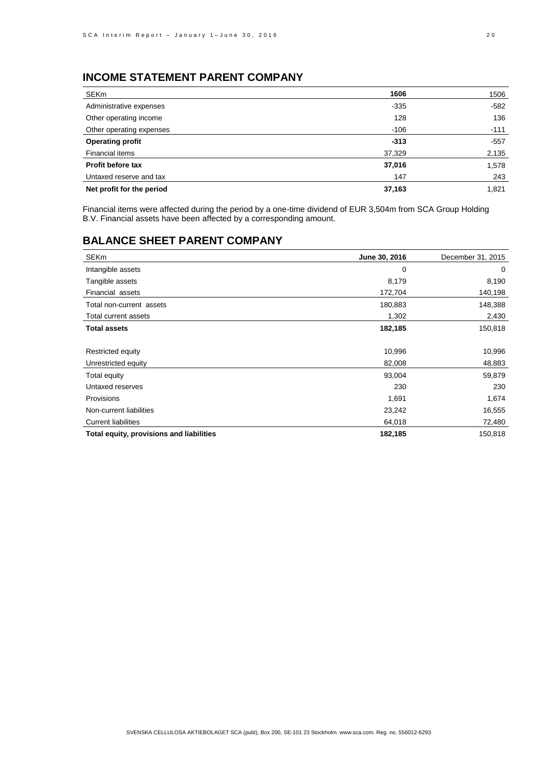## INCOME STATEMENT PARENT COMPANY

| SEKm | 1606 | 1506 |
|---|---|---|
| Administrative expenses | -335 | -582 |
| Other operating income | 128 | 136 |
| Other operating expenses | -106 | -111 |
| **Operating profit** | **-313** | -557 |
| Financial items | 37,329 | 2,135 |
| **Profit before tax** | **37,016** | 1,578 |
| Untaxed reserve and tax | 147 | 243 |
| **Net profit for the period** | **37,163** | 1,821 |

Financial items were affected during the period by a one-time dividend of EUR 3,504m from SCA Group Holding B.V. Financial assets have been affected by a corresponding amount.

## BALANCE SHEET PARENT COMPANY

| SEKm | June 30, 2016 | December 31, 2015 |
|---|---|---|
| Intangible assets | 0 | 0 |
| Tangible assets | 8,179 | 8,190 |
| Financial assets | 172,704 | 140,198 |
| Total non-current assets | 180,883 | 148,388 |
| Total current assets | 1,302 | 2,430 |
| **Total assets** | **182,185** | 150,818 |
| | | |
| Restricted equity | 10,996 | 10,996 |
| Unrestricted equity | 82,008 | 48,883 |
| Total equity | 93,004 | 59,879 |
| Untaxed reserves | 230 | 230 |
| Provisions | 1,691 | 1,674 |
| Non-current liabilities | 23,242 | 16,555 |
| Current liabilities | 64,018 | 72,480 |
| **Total equity, provisions and liabilities** | **182,185** | 150,818 |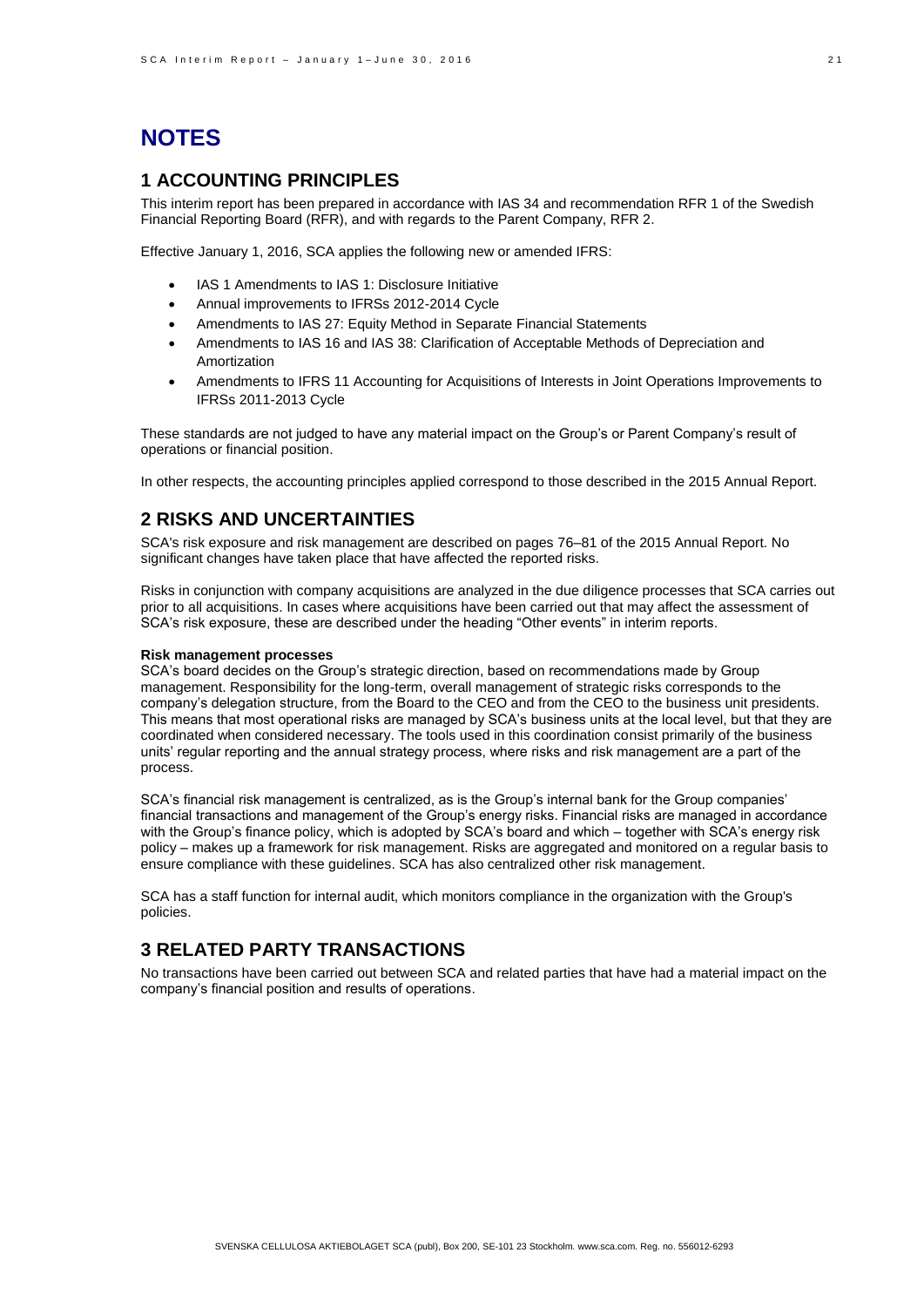# NOTES

## 1 ACCOUNTING PRINCIPLES

This interim report has been prepared in accordance with IAS 34 and recommendation RFR 1 of the Swedish Financial Reporting Board (RFR), and with regards to the Parent Company, RFR 2.

Effective January 1, 2016, SCA applies the following new or amended IFRS:

- IAS 1 Amendments to IAS 1: Disclosure Initiative
- Annual improvements to IFRSs 2012-2014 Cycle
- Amendments to IAS 27: Equity Method in Separate Financial Statements
- Amendments to IAS 16 and IAS 38: Clarification of Acceptable Methods of Depreciation and Amortization
- Amendments to IFRS 11 Accounting for Acquisitions of Interests in Joint Operations Improvements to IFRSs 2011-2013 Cycle

These standards are not judged to have any material impact on the Group's or Parent Company's result of operations or financial position.

In other respects, the accounting principles applied correspond to those described in the 2015 Annual Report.

## 2 RISKS AND UNCERTAINTIES

SCA's risk exposure and risk management are described on pages 76–81 of the 2015 Annual Report. No significant changes have taken place that have affected the reported risks.

Risks in conjunction with company acquisitions are analyzed in the due diligence processes that SCA carries out prior to all acquisitions. In cases where acquisitions have been carried out that may affect the assessment of SCA's risk exposure, these are described under the heading "Other events" in interim reports.

**Risk management processes**

SCA's board decides on the Group's strategic direction, based on recommendations made by Group management. Responsibility for the long-term, overall management of strategic risks corresponds to the company's delegation structure, from the Board to the CEO and from the CEO to the business unit presidents. This means that most operational risks are managed by SCA's business units at the local level, but that they are coordinated when considered necessary. The tools used in this coordination consist primarily of the business units' regular reporting and the annual strategy process, where risks and risk management are a part of the process.

SCA's financial risk management is centralized, as is the Group's internal bank for the Group companies' financial transactions and management of the Group's energy risks. Financial risks are managed in accordance with the Group's finance policy, which is adopted by SCA's board and which – together with SCA's energy risk policy – makes up a framework for risk management. Risks are aggregated and monitored on a regular basis to ensure compliance with these guidelines. SCA has also centralized other risk management.

SCA has a staff function for internal audit, which monitors compliance in the organization with the Group's policies.

## 3 RELATED PARTY TRANSACTIONS

No transactions have been carried out between SCA and related parties that have had a material impact on the company's financial position and results of operations.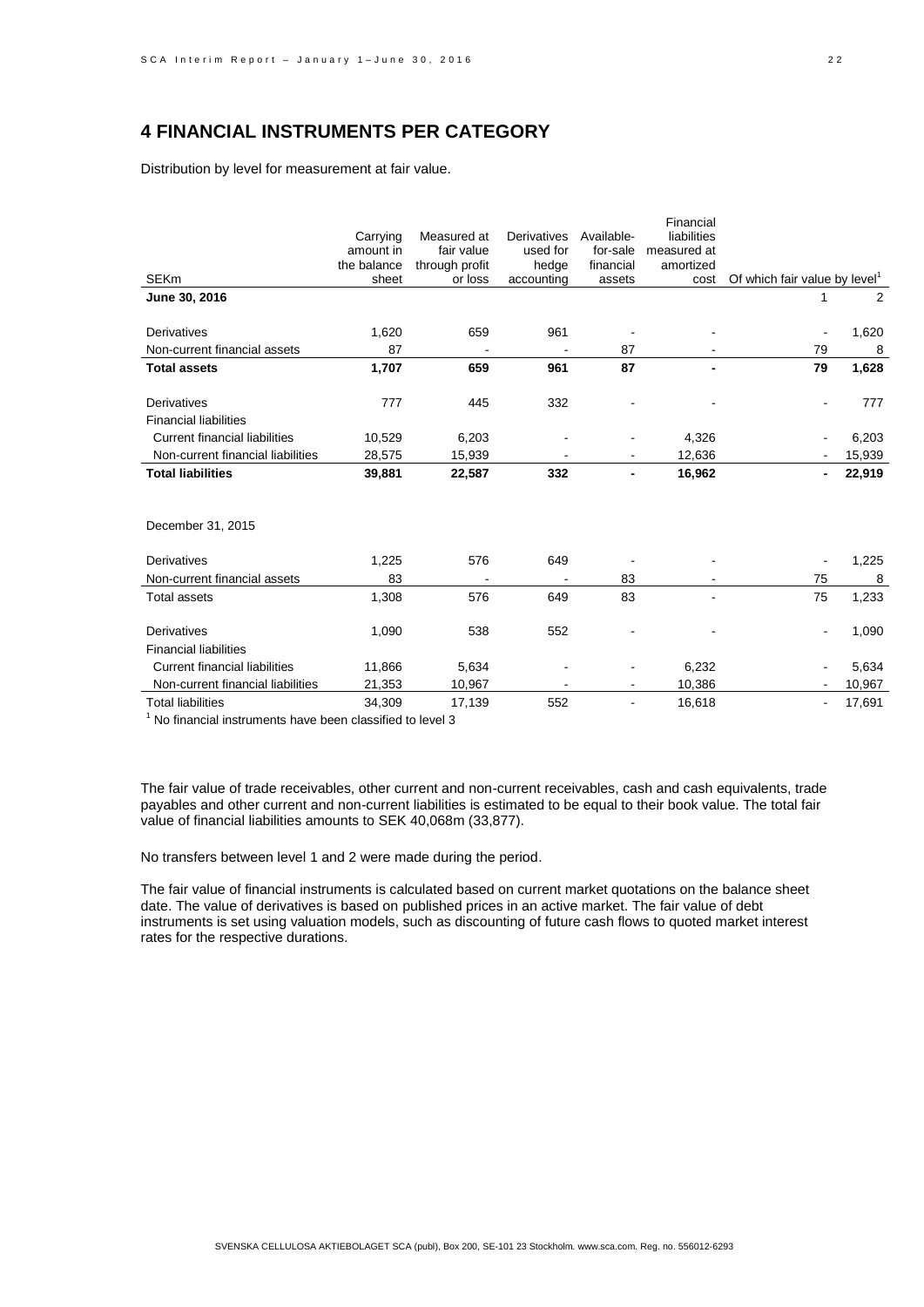## 4 FINANCIAL INSTRUMENTS PER CATEGORY

Distribution by level for measurement at fair value.

| SEKm | Carrying amount in the balance sheet | Measured at fair value through profit or loss | Derivatives used for hedge accounting | Available-for-sale financial assets | Financial liabilities measured at amortized cost | Of which fair value by level[1] | |
|---|---|---|---|---|---|---|---|
| **June 30, 2016** | | | | | | 1 | 2 |
| Derivatives | 1,620 | 659 | 961 | - | - | - | 1,620 |
| Non-current financial assets | 87 | - | - | 87 | - | 79 | 8 |
| **Total assets** | **1,707** | **659** | **961** | **87** | **-** | **79** | **1,628** |
| Derivatives | 777 | 445 | 332 | - | - | - | 777 |
| Financial liabilities | | | | | | | |
| Current financial liabilities | 10,529 | 6,203 | - | - | 4,326 | - | 6,203 |
| Non-current financial liabilities | 28,575 | 15,939 | - | - | 12,636 | - | 15,939 |
| **Total liabilities** | **39,881** | **22,587** | **332** | **-** | **16,962** | **-** | **22,919** |
| December 31, 2015 | | | | | | | |
| Derivatives | 1,225 | 576 | 649 | - | - | - | 1,225 |
| Non-current financial assets | 83 | - | - | 83 | - | 75 | 8 |
| Total assets | 1,308 | 576 | 649 | 83 | - | 75 | 1,233 |
| Derivatives | 1,090 | 538 | 552 | - | - | - | 1,090 |
| Financial liabilities | | | | | | | |
| Current financial liabilities | 11,866 | 5,634 | - | - | 6,232 | - | 5,634 |
| Non-current financial liabilities | 21,353 | 10,967 | - | - | 10,386 | - | 10,967 |
| Total liabilities | 34,309 | 17,139 | 552 | - | 16,618 | - | 17,691 |

[1] No financial instruments have been classified to level 3

The fair value of trade receivables, other current and non-current receivables, cash and cash equivalents, trade payables and other current and non-current liabilities is estimated to be equal to their book value. The total fair value of financial liabilities amounts to SEK 40,068m (33,877).

No transfers between level 1 and 2 were made during the period.

The fair value of financial instruments is calculated based on current market quotations on the balance sheet date. The value of derivatives is based on published prices in an active market. The fair value of debt instruments is set using valuation models, such as discounting of future cash flows to quoted market interest rates for the respective durations.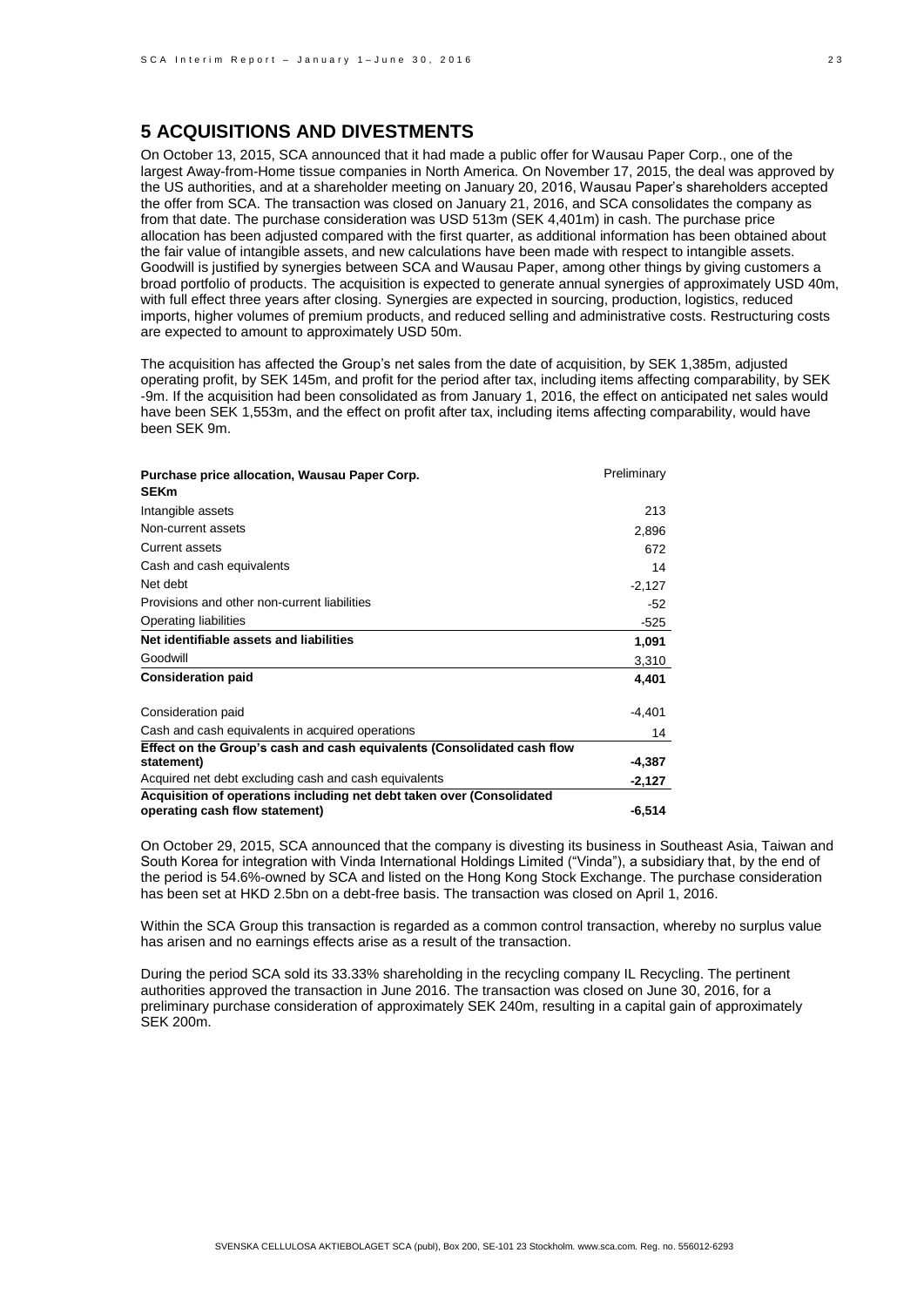## 5 ACQUISITIONS AND DIVESTMENTS

On October 13, 2015, SCA announced that it had made a public offer for Wausau Paper Corp., one of the largest Away-from-Home tissue companies in North America. On November 17, 2015, the deal was approved by the US authorities, and at a shareholder meeting on January 20, 2016, Wausau Paper's shareholders accepted the offer from SCA. The transaction was closed on January 21, 2016, and SCA consolidates the company as from that date. The purchase consideration was USD 513m (SEK 4,401m) in cash. The purchase price allocation has been adjusted compared with the first quarter, as additional information has been obtained about the fair value of intangible assets, and new calculations have been made with respect to intangible assets. Goodwill is justified by synergies between SCA and Wausau Paper, among other things by giving customers a broad portfolio of products. The acquisition is expected to generate annual synergies of approximately USD 40m, with full effect three years after closing. Synergies are expected in sourcing, production, logistics, reduced imports, higher volumes of premium products, and reduced selling and administrative costs. Restructuring costs are expected to amount to approximately USD 50m.

The acquisition has affected the Group's net sales from the date of acquisition, by SEK 1,385m, adjusted operating profit, by SEK 145m, and profit for the period after tax, including items affecting comparability, by SEK -9m. If the acquisition had been consolidated as from January 1, 2016, the effect on anticipated net sales would have been SEK 1,553m, and the effect on profit after tax, including items affecting comparability, would have been SEK 9m.

| **Purchase price allocation, Wausau Paper Corp.**<br>**SEKm** | Preliminary |
|---|---|
| Intangible assets | 213 |
| Non-current assets | 2,896 |
| Current assets | 672 |
| Cash and cash equivalents | 14 |
| Net debt | -2,127 |
| Provisions and other non-current liabilities | -52 |
| Operating liabilities | -525 |
| **Net identifiable assets and liabilities** | **1,091** |
| Goodwill | 3,310 |
| **Consideration paid** | **4,401** |
| | |
| Consideration paid | -4,401 |
| Cash and cash equivalents in acquired operations | 14 |
| **Effect on the Group's cash and cash equivalents (Consolidated cash flow statement)** | **-4,387** |
| Acquired net debt excluding cash and cash equivalents | **-2,127** |
| **Acquisition of operations including net debt taken over (Consolidated operating cash flow statement)** | **-6,514** |

On October 29, 2015, SCA announced that the company is divesting its business in Southeast Asia, Taiwan and South Korea for integration with Vinda International Holdings Limited ("Vinda"), a subsidiary that, by the end of the period is 54.6%-owned by SCA and listed on the Hong Kong Stock Exchange. The purchase consideration has been set at HKD 2.5bn on a debt-free basis. The transaction was closed on April 1, 2016.

Within the SCA Group this transaction is regarded as a common control transaction, whereby no surplus value has arisen and no earnings effects arise as a result of the transaction.

During the period SCA sold its 33.33% shareholding in the recycling company IL Recycling. The pertinent authorities approved the transaction in June 2016. The transaction was closed on June 30, 2016, for a preliminary purchase consideration of approximately SEK 240m, resulting in a capital gain of approximately SEK 200m.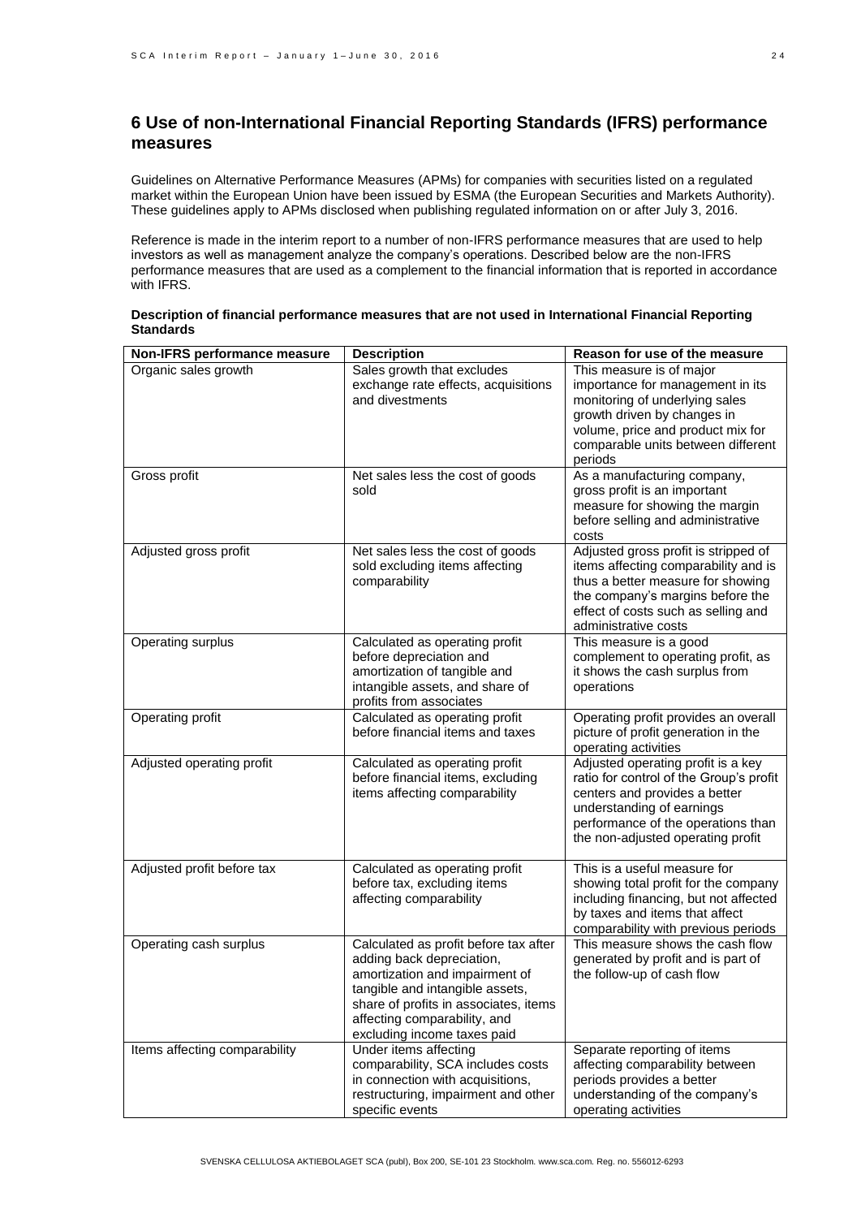## 6 Use of non-International Financial Reporting Standards (IFRS) performance measures

Guidelines on Alternative Performance Measures (APMs) for companies with securities listed on a regulated market within the European Union have been issued by ESMA (the European Securities and Markets Authority). These guidelines apply to APMs disclosed when publishing regulated information on or after July 3, 2016.

Reference is made in the interim report to a number of non-IFRS performance measures that are used to help investors as well as management analyze the company's operations. Described below are the non-IFRS performance measures that are used as a complement to the financial information that is reported in accordance with IFRS.

**Description of financial performance measures that are not used in International Financial Reporting Standards**

| Non-IFRS performance measure | Description | Reason for use of the measure |
|---|---|---|
| Organic sales growth | Sales growth that excludes exchange rate effects, acquisitions and divestments | This measure is of major importance for management in its monitoring of underlying sales growth driven by changes in volume, price and product mix for comparable units between different periods |
| Gross profit | Net sales less the cost of goods sold | As a manufacturing company, gross profit is an important measure for showing the margin before selling and administrative costs |
| Adjusted gross profit | Net sales less the cost of goods sold excluding items affecting comparability | Adjusted gross profit is stripped of items affecting comparability and is thus a better measure for showing the company's margins before the effect of costs such as selling and administrative costs |
| Operating surplus | Calculated as operating profit before depreciation and amortization of tangible and intangible assets, and share of profits from associates | This measure is a good complement to operating profit, as it shows the cash surplus from operations |
| Operating profit | Calculated as operating profit before financial items and taxes | Operating profit provides an overall picture of profit generation in the operating activities |
| Adjusted operating profit | Calculated as operating profit before financial items, excluding items affecting comparability | Adjusted operating profit is a key ratio for control of the Group's profit centers and provides a better understanding of earnings performance of the operations than the non-adjusted operating profit |
| Adjusted profit before tax | Calculated as operating profit before tax, excluding items affecting comparability | This is a useful measure for showing total profit for the company including financing, but not affected by taxes and items that affect comparability with previous periods |
| Operating cash surplus | Calculated as profit before tax after adding back depreciation, amortization and impairment of tangible and intangible assets, share of profits in associates, items affecting comparability, and excluding income taxes paid | This measure shows the cash flow generated by profit and is part of the follow-up of cash flow |
| Items affecting comparability | Under items affecting comparability, SCA includes costs in connection with acquisitions, restructuring, impairment and other specific events | Separate reporting of items affecting comparability between periods provides a better understanding of the company's operating activities |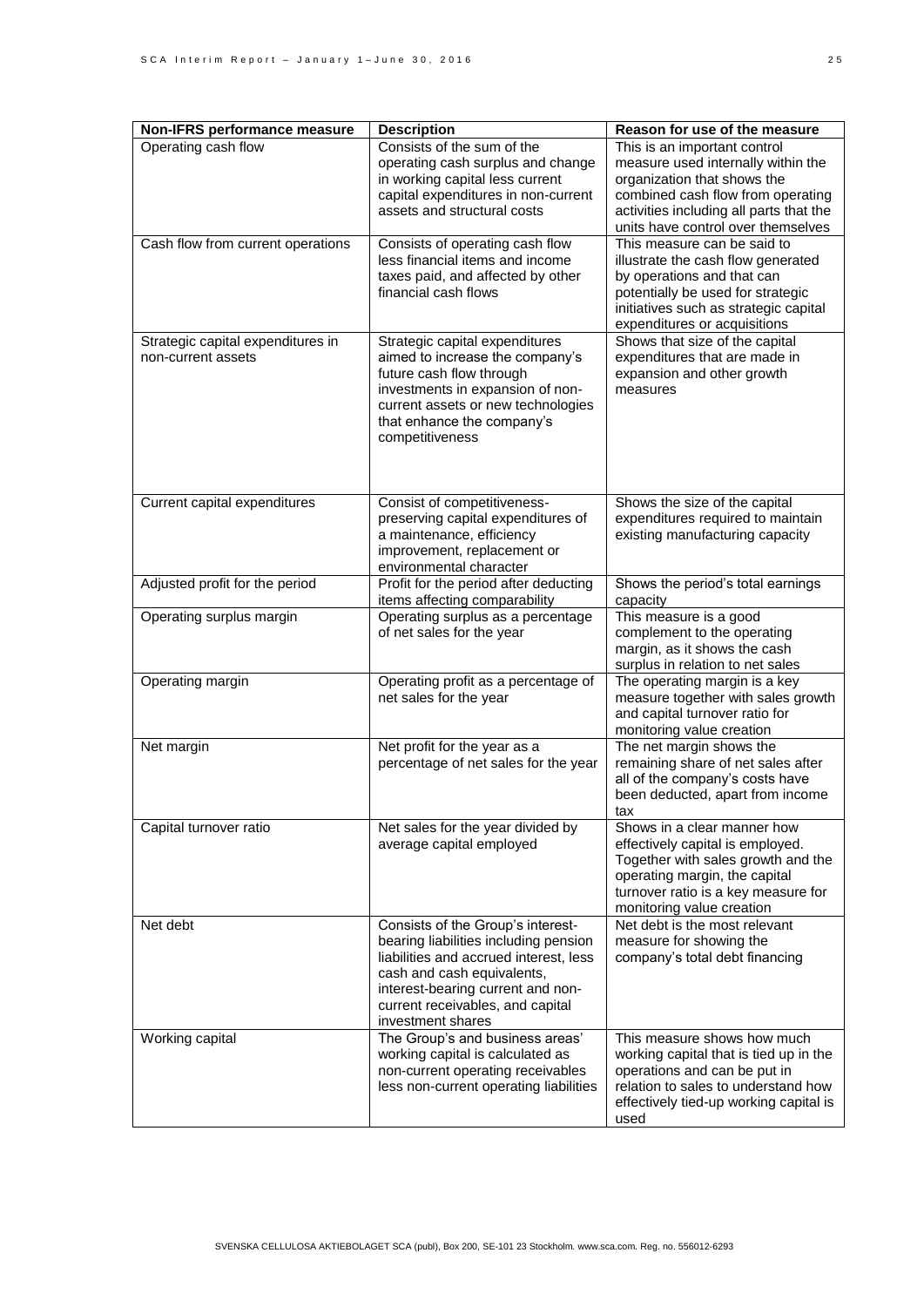| Non-IFRS performance measure | Description | Reason for use of the measure |
|---|---|---|
| Operating cash flow | Consists of the sum of the operating cash surplus and change in working capital less current capital expenditures in non-current assets and structural costs | This is an important control measure used internally within the organization that shows the combined cash flow from operating activities including all parts that the units have control over themselves |
| Cash flow from current operations | Consists of operating cash flow less financial items and income taxes paid, and affected by other financial cash flows | This measure can be said to illustrate the cash flow generated by operations and that can potentially be used for strategic initiatives such as strategic capital expenditures or acquisitions |
| Strategic capital expenditures in non-current assets | Strategic capital expenditures aimed to increase the company's future cash flow through investments in expansion of non-current assets or new technologies that enhance the company's competitiveness | Shows that size of the capital expenditures that are made in expansion and other growth measures |
| Current capital expenditures | Consist of competitiveness-preserving capital expenditures of a maintenance, efficiency improvement, replacement or environmental character | Shows the size of the capital expenditures required to maintain existing manufacturing capacity |
| Adjusted profit for the period | Profit for the period after deducting items affecting comparability | Shows the period's total earnings capacity |
| Operating surplus margin | Operating surplus as a percentage of net sales for the year | This measure is a good complement to the operating margin, as it shows the cash surplus in relation to net sales |
| Operating margin | Operating profit as a percentage of net sales for the year | The operating margin is a key measure together with sales growth and capital turnover ratio for monitoring value creation |
| Net margin | Net profit for the year as a percentage of net sales for the year | The net margin shows the remaining share of net sales after all of the company's costs have been deducted, apart from income tax |
| Capital turnover ratio | Net sales for the year divided by average capital employed | Shows in a clear manner how effectively capital is employed. Together with sales growth and the operating margin, the capital turnover ratio is a key measure for monitoring value creation |
| Net debt | Consists of the Group's interest-bearing liabilities including pension liabilities and accrued interest, less cash and cash equivalents, interest-bearing current and non-current receivables, and capital investment shares | Net debt is the most relevant measure for showing the company's total debt financing |
| Working capital | The Group's and business areas' working capital is calculated as non-current operating receivables less non-current operating liabilities | This measure shows how much working capital that is tied up in the operations and can be put in relation to sales to understand how effectively tied-up working capital is used |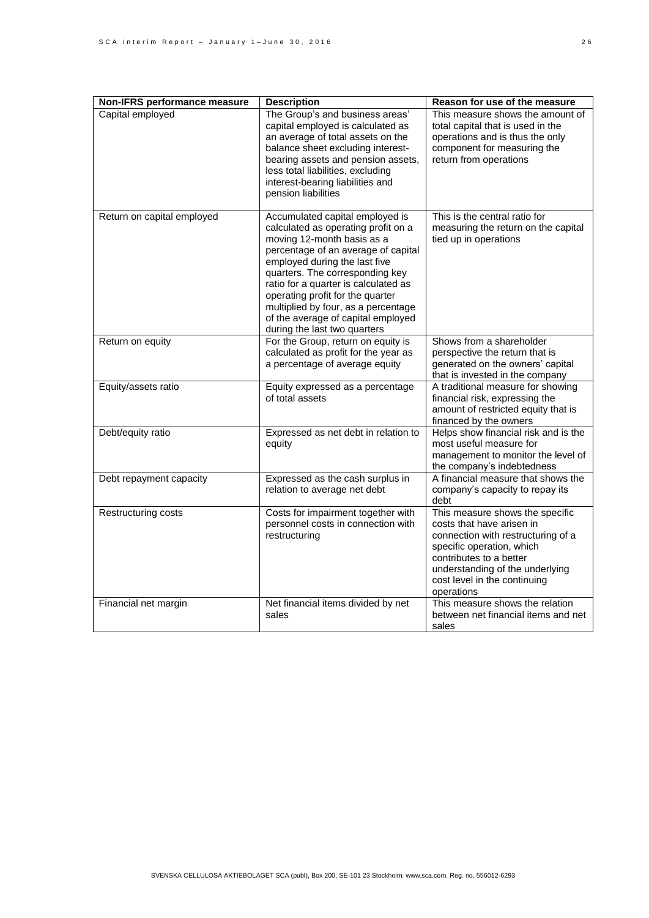| Non-IFRS performance measure | Description | Reason for use of the measure |
| --- | --- | --- |
| Capital employed | The Group's and business areas' capital employed is calculated as an average of total assets on the balance sheet excluding interest-bearing assets and pension assets, less total liabilities, excluding interest-bearing liabilities and pension liabilities | This measure shows the amount of total capital that is used in the operations and is thus the only component for measuring the return from operations |
| Return on capital employed | Accumulated capital employed is calculated as operating profit on a moving 12-month basis as a percentage of an average of capital employed during the last five quarters. The corresponding key ratio for a quarter is calculated as operating profit for the quarter multiplied by four, as a percentage of the average of capital employed during the last two quarters | This is the central ratio for measuring the return on the capital tied up in operations |
| Return on equity | For the Group, return on equity is calculated as profit for the year as a percentage of average equity | Shows from a shareholder perspective the return that is generated on the owners' capital that is invested in the company |
| Equity/assets ratio | Equity expressed as a percentage of total assets | A traditional measure for showing financial risk, expressing the amount of restricted equity that is financed by the owners |
| Debt/equity ratio | Expressed as net debt in relation to equity | Helps show financial risk and is the most useful measure for management to monitor the level of the company's indebtedness |
| Debt repayment capacity | Expressed as the cash surplus in relation to average net debt | A financial measure that shows the company's capacity to repay its debt |
| Restructuring costs | Costs for impairment together with personnel costs in connection with restructuring | This measure shows the specific costs that have arisen in connection with restructuring of a specific operation, which contributes to a better understanding of the underlying cost level in the continuing operations |
| Financial net margin | Net financial items divided by net sales | This measure shows the relation between net financial items and net sales |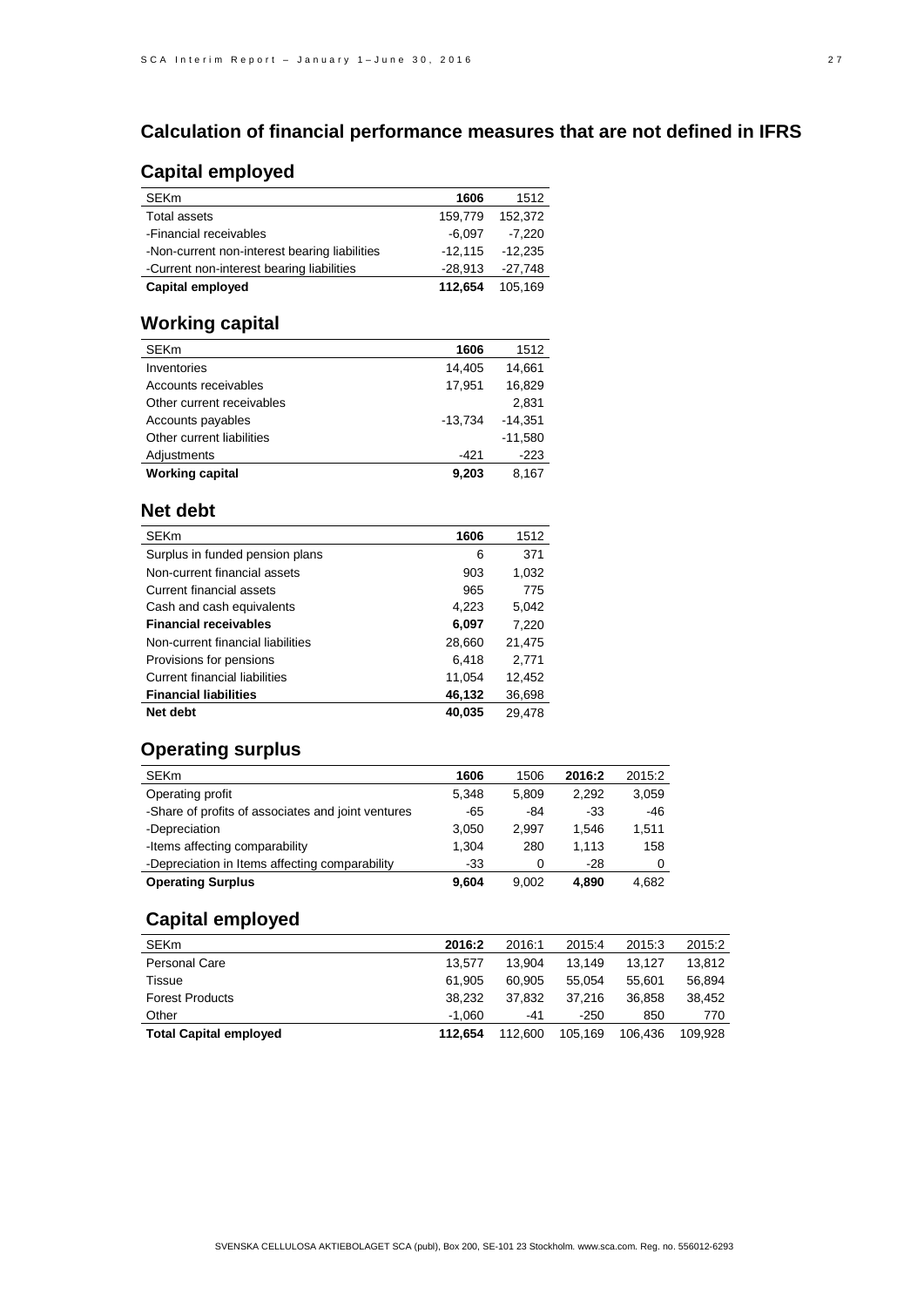# Calculation of financial performance measures that are not defined in IFRS

## Capital employed

| SEKm | 1606 | 1512 |
| --- | --- | --- |
| Total assets | 159,779 | 152,372 |
| -Financial receivables | -6,097 | -7,220 |
| -Non-current non-interest bearing liabilities | -12,115 | -12,235 |
| -Current non-interest bearing liabilities | -28,913 | -27,748 |
| **Capital employed** | **112,654** | 105,169 |

## Working capital

| SEKm | 1606 | 1512 |
| --- | --- | --- |
| Inventories | 14,405 | 14,661 |
| Accounts receivables | 17,951 | 16,829 |
| Other current receivables | | 2,831 |
| Accounts payables | -13,734 | -14,351 |
| Other current liabilities | | -11,580 |
| Adjustments | -421 | -223 |
| **Working capital** | **9,203** | 8,167 |

## Net debt

| SEKm | 1606 | 1512 |
| --- | --- | --- |
| Surplus in funded pension plans | 6 | 371 |
| Non-current financial assets | 903 | 1,032 |
| Current financial assets | 965 | 775 |
| Cash and cash equivalents | 4,223 | 5,042 |
| **Financial receivables** | **6,097** | 7,220 |
| Non-current financial liabilities | 28,660 | 21,475 |
| Provisions for pensions | 6,418 | 2,771 |
| Current financial liabilities | 11,054 | 12,452 |
| **Financial liabilities** | **46,132** | 36,698 |
| **Net debt** | **40,035** | 29,478 |

## Operating surplus

| SEKm | 1606 | 1506 | 2016:2 | 2015:2 |
| --- | --- | --- | --- | --- |
| Operating profit | 5,348 | 5,809 | 2,292 | 3,059 |
| -Share of profits of associates and joint ventures | -65 | -84 | -33 | -46 |
| -Depreciation | 3,050 | 2,997 | 1,546 | 1,511 |
| -Items affecting comparability | 1,304 | 280 | 1,113 | 158 |
| -Depreciation in Items affecting comparability | -33 | 0 | -28 | 0 |
| **Operating Surplus** | **9,604** | 9,002 | **4,890** | 4,682 |

## Capital employed

| SEKm | 2016:2 | 2016:1 | 2015:4 | 2015:3 | 2015:2 |
| --- | --- | --- | --- | --- | --- |
| Personal Care | 13,577 | 13,904 | 13,149 | 13,127 | 13,812 |
| Tissue | 61,905 | 60,905 | 55,054 | 55,601 | 56,894 |
| Forest Products | 38,232 | 37,832 | 37,216 | 36,858 | 38,452 |
| Other | -1,060 | -41 | -250 | 850 | 770 |
| **Total Capital employed** | **112,654** | 112,600 | 105,169 | 106,436 | 109,928 |

SVENSKA CELLULOSA AKTIEBOLAGET SCA (publ), Box 200, SE-101 23 Stockholm. www.sca.com. Reg. no. 556012-6293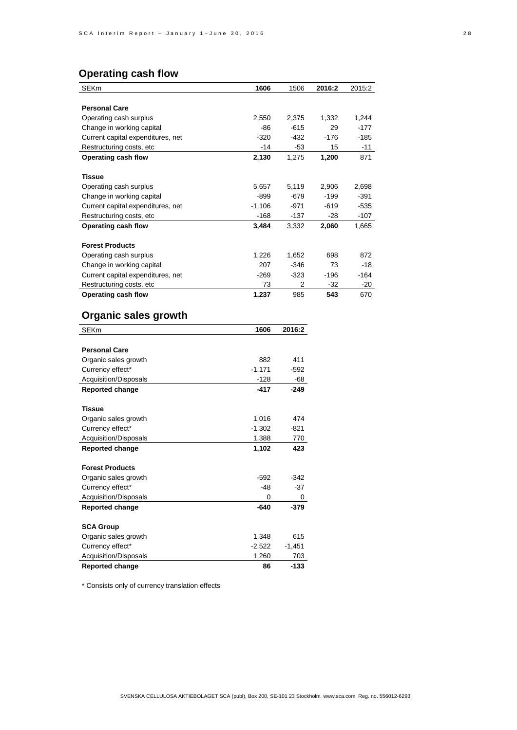## Operating cash flow

| SEKm | **1606** | 1506 | **2016:2** | 2015:2 |
|---|---|---|---|---|
| | | | | |
| **Personal Care** | | | | |
| Operating cash surplus | 2,550 | 2,375 | 1,332 | 1,244 |
| Change in working capital | -86 | -615 | 29 | -177 |
| Current capital expenditures, net | -320 | -432 | -176 | -185 |
| Restructuring costs, etc | -14 | -53 | 15 | -11 |
| **Operating cash flow** | **2,130** | 1,275 | **1,200** | 871 |
| | | | | |
| **Tissue** | | | | |
| Operating cash surplus | 5,657 | 5,119 | 2,906 | 2,698 |
| Change in working capital | -899 | -679 | -199 | -391 |
| Current capital expenditures, net | -1,106 | -971 | -619 | -535 |
| Restructuring costs, etc | -168 | -137 | -28 | -107 |
| **Operating cash flow** | **3,484** | 3,332 | **2,060** | 1,665 |
| | | | | |
| **Forest Products** | | | | |
| Operating cash surplus | 1,226 | 1,652 | 698 | 872 |
| Change in working capital | 207 | -346 | 73 | -18 |
| Current capital expenditures, net | -269 | -323 | -196 | -164 |
| Restructuring costs, etc | 73 | 2 | -32 | -20 |
| **Operating cash flow** | **1,237** | 985 | **543** | 670 |

## Organic sales growth

| SEKm | **1606** | **2016:2** |
|---|---|---|
| | | |
| **Personal Care** | | |
| Organic sales growth | 882 | 411 |
| Currency effect* | -1,171 | -592 |
| Acquisition/Disposals | -128 | -68 |
| **Reported change** | **-417** | **-249** |
| | | |
| **Tissue** | | |
| Organic sales growth | 1,016 | 474 |
| Currency effect* | -1,302 | -821 |
| Acquisition/Disposals | 1,388 | 770 |
| **Reported change** | **1,102** | **423** |
| | | |
| **Forest Products** | | |
| Organic sales growth | -592 | -342 |
| Currency effect* | -48 | -37 |
| Acquisition/Disposals | 0 | 0 |
| **Reported change** | **-640** | **-379** |
| | | |
| **SCA Group** | | |
| Organic sales growth | 1,348 | 615 |
| Currency effect* | -2,522 | -1,451 |
| Acquisition/Disposals | 1,260 | 703 |
| **Reported change** | **86** | **-133** |

* Consists only of currency translation effects

SVENSKA CELLULOSA AKTIEBOLAGET SCA (publ), Box 200, SE-101 23 Stockholm. www.sca.com. Reg. no. 556012-6293